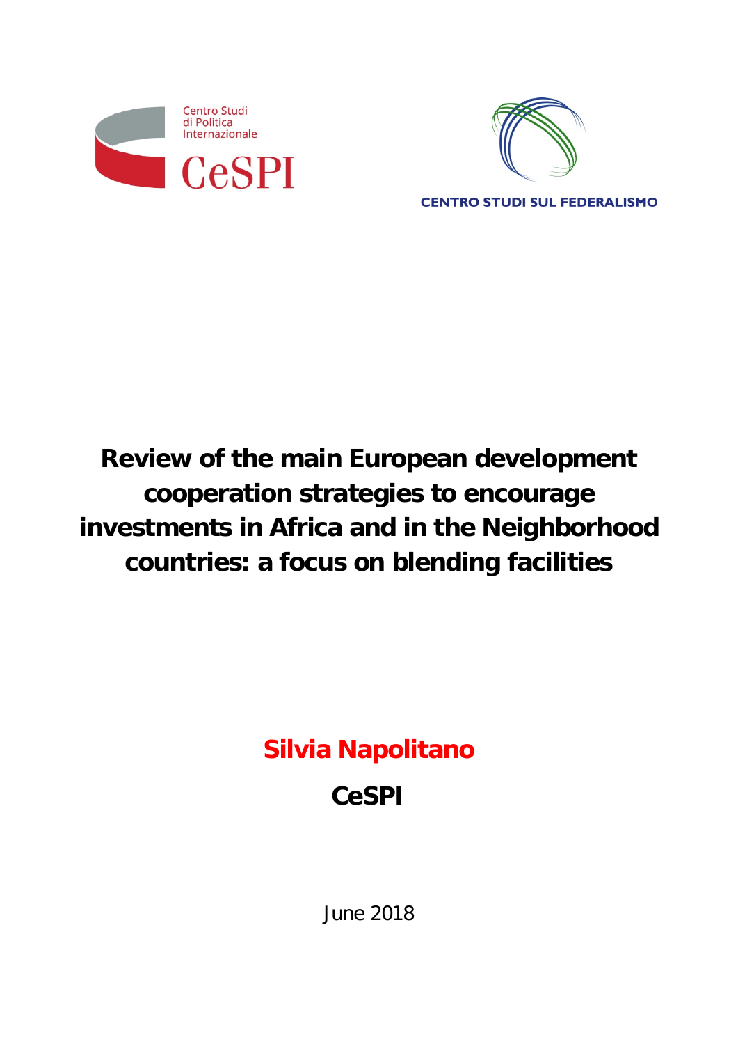Centro Studi di Politica Internazionale

CeSPI

CENTRO STUDI SUL FEDERALISMO

# Review of the main European development cooperation strategies to encourage investments in Africa and in the Neighborhood countries: a focus on blending facilities

**Silvia Napolitano**

**CeSPI**

June 2018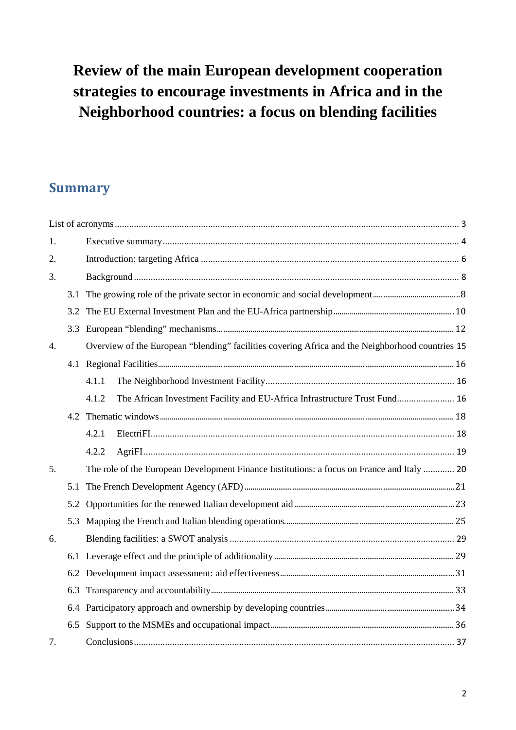# Review of the main European development cooperation strategies to encourage investments in Africa and in the Neighborhood countries: a focus on blending facilities

## Summary

List of acronyms ... 3

1. Executive summary ... 4
2. Introduction: targeting Africa ... 6
3. Background ... 8
   - 3.1 The growing role of the private sector in economic and social development ... 8
   - 3.2 The EU External Investment Plan and the EU-Africa partnership ... 10
   - 3.3 European “blending” mechanisms ... 12
4. Overview of the European “blending” facilities covering Africa and the Neighborhood countries 15
   - 4.1 Regional Facilities ... 16
     - 4.1.1 The Neighborhood Investment Facility ... 16
     - 4.1.2 The African Investment Facility and EU-Africa Infrastructure Trust Fund ... 16
   - 4.2 Thematic windows ... 18
     - 4.2.1 ElectriFI ... 18
     - 4.2.2 AgriFI ... 19
5. The role of the European Development Finance Institutions: a focus on France and Italy ... 20
   - 5.1 The French Development Agency (AFD) ... 21
   - 5.2 Opportunities for the renewed Italian development aid ... 23
   - 5.3 Mapping the French and Italian blending operations ... 25
6. Blending facilities: a SWOT analysis ... 29
   - 6.1 Leverage effect and the principle of additionality ... 29
   - 6.2 Development impact assessment: aid effectiveness ... 31
   - 6.3 Transparency and accountability ... 33
   - 6.4 Participatory approach and ownership by developing countries ... 34
   - 6.5 Support to the MSMEs and occupational impact ... 36
7. Conclusions ... 37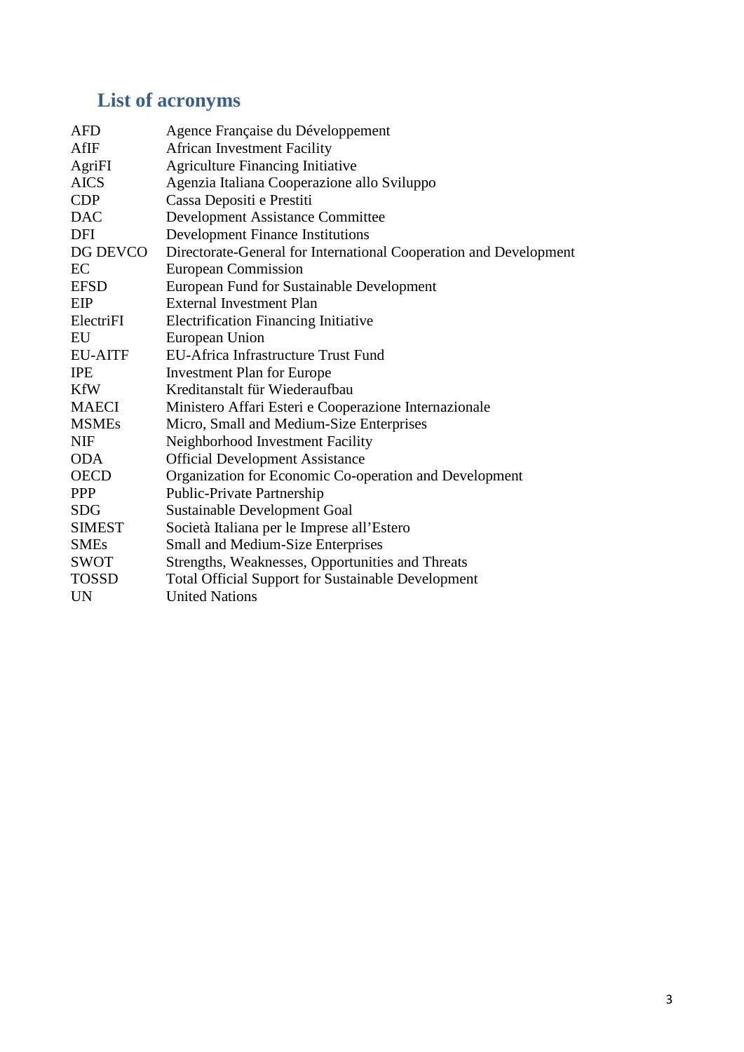## List of acronyms

| | |
|---|---|
| AFD | Agence Française du Développement |
| AfIF | African Investment Facility |
| AgriFI | Agriculture Financing Initiative |
| AICS | Agenzia Italiana Cooperazione allo Sviluppo |
| CDP | Cassa Depositi e Prestiti |
| DAC | Development Assistance Committee |
| DFI | Development Finance Institutions |
| DG DEVCO | Directorate-General for International Cooperation and Development |
| EC | European Commission |
| EFSD | European Fund for Sustainable Development |
| EIP | External Investment Plan |
| ElectriFI | Electrification Financing Initiative |
| EU | European Union |
| EU-AITF | EU-Africa Infrastructure Trust Fund |
| IPE | Investment Plan for Europe |
| KfW | Kreditanstalt für Wiederaufbau |
| MAECI | Ministero Affari Esteri e Cooperazione Internazionale |
| MSMEs | Micro, Small and Medium-Size Enterprises |
| NIF | Neighborhood Investment Facility |
| ODA | Official Development Assistance |
| OECD | Organization for Economic Co-operation and Development |
| PPP | Public-Private Partnership |
| SDG | Sustainable Development Goal |
| SIMEST | Società Italiana per le Imprese all'Estero |
| SMEs | Small and Medium-Size Enterprises |
| SWOT | Strengths, Weaknesses, Opportunities and Threats |
| TOSSD | Total Official Support for Sustainable Development |
| UN | United Nations |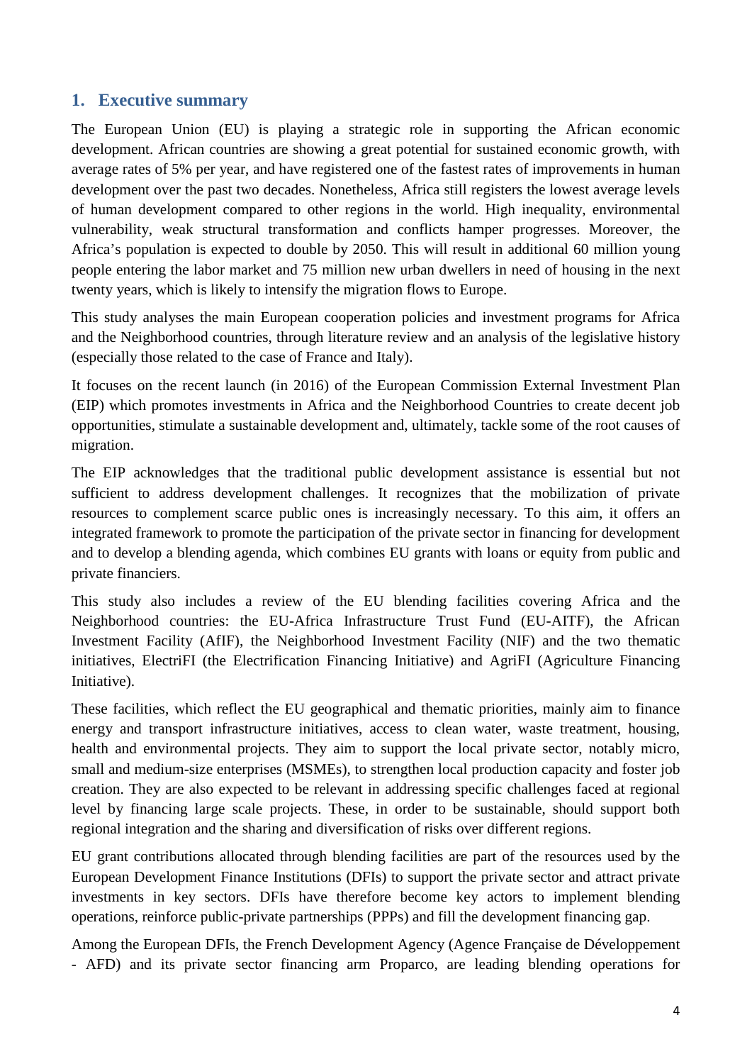## 1. Executive summary

The European Union (EU) is playing a strategic role in supporting the African economic development. African countries are showing a great potential for sustained economic growth, with average rates of 5% per year, and have registered one of the fastest rates of improvements in human development over the past two decades. Nonetheless, Africa still registers the lowest average levels of human development compared to other regions in the world. High inequality, environmental vulnerability, weak structural transformation and conflicts hamper progresses. Moreover, the Africa's population is expected to double by 2050. This will result in additional 60 million young people entering the labor market and 75 million new urban dwellers in need of housing in the next twenty years, which is likely to intensify the migration flows to Europe.

This study analyses the main European cooperation policies and investment programs for Africa and the Neighborhood countries, through literature review and an analysis of the legislative history (especially those related to the case of France and Italy).

It focuses on the recent launch (in 2016) of the European Commission External Investment Plan (EIP) which promotes investments in Africa and the Neighborhood Countries to create decent job opportunities, stimulate a sustainable development and, ultimately, tackle some of the root causes of migration.

The EIP acknowledges that the traditional public development assistance is essential but not sufficient to address development challenges. It recognizes that the mobilization of private resources to complement scarce public ones is increasingly necessary. To this aim, it offers an integrated framework to promote the participation of the private sector in financing for development and to develop a blending agenda, which combines EU grants with loans or equity from public and private financiers.

This study also includes a review of the EU blending facilities covering Africa and the Neighborhood countries: the EU-Africa Infrastructure Trust Fund (EU-AITF), the African Investment Facility (AfIF), the Neighborhood Investment Facility (NIF) and the two thematic initiatives, ElectriFI (the Electrification Financing Initiative) and AgriFI (Agriculture Financing Initiative).

These facilities, which reflect the EU geographical and thematic priorities, mainly aim to finance energy and transport infrastructure initiatives, access to clean water, waste treatment, housing, health and environmental projects. They aim to support the local private sector, notably micro, small and medium-size enterprises (MSMEs), to strengthen local production capacity and foster job creation. They are also expected to be relevant in addressing specific challenges faced at regional level by financing large scale projects. These, in order to be sustainable, should support both regional integration and the sharing and diversification of risks over different regions.

EU grant contributions allocated through blending facilities are part of the resources used by the European Development Finance Institutions (DFIs) to support the private sector and attract private investments in key sectors. DFIs have therefore become key actors to implement blending operations, reinforce public-private partnerships (PPPs) and fill the development financing gap.

Among the European DFIs, the French Development Agency (Agence Française de Développement - AFD) and its private sector financing arm Proparco, are leading blending operations for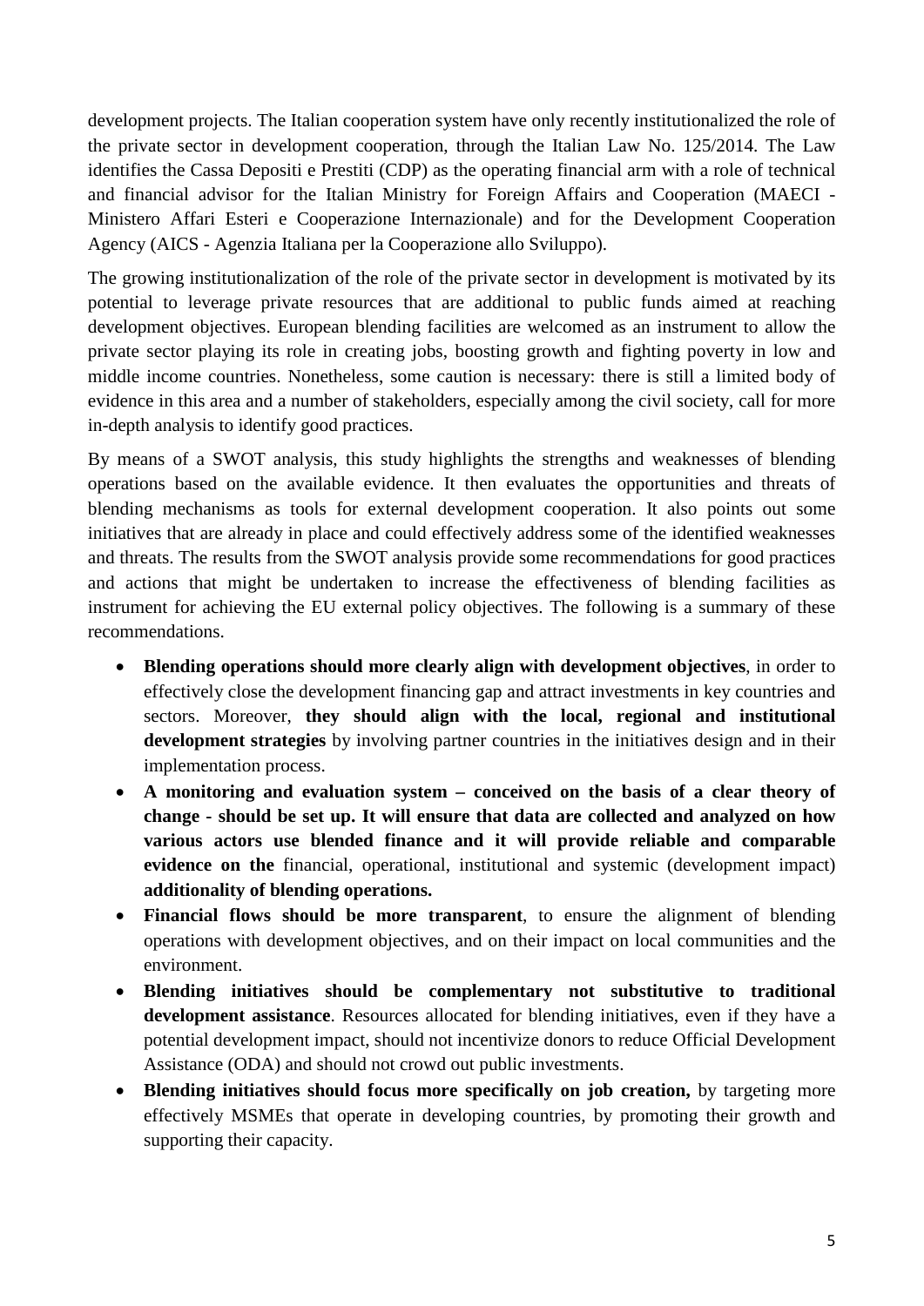development projects. The Italian cooperation system have only recently institutionalized the role of the private sector in development cooperation, through the Italian Law No. 125/2014. The Law identifies the Cassa Depositi e Prestiti (CDP) as the operating financial arm with a role of technical and financial advisor for the Italian Ministry for Foreign Affairs and Cooperation (MAECI - Ministero Affari Esteri e Cooperazione Internazionale) and for the Development Cooperation Agency (AICS - Agenzia Italiana per la Cooperazione allo Sviluppo).

The growing institutionalization of the role of the private sector in development is motivated by its potential to leverage private resources that are additional to public funds aimed at reaching development objectives. European blending facilities are welcomed as an instrument to allow the private sector playing its role in creating jobs, boosting growth and fighting poverty in low and middle income countries. Nonetheless, some caution is necessary: there is still a limited body of evidence in this area and a number of stakeholders, especially among the civil society, call for more in-depth analysis to identify good practices.

By means of a SWOT analysis, this study highlights the strengths and weaknesses of blending operations based on the available evidence. It then evaluates the opportunities and threats of blending mechanisms as tools for external development cooperation. It also points out some initiatives that are already in place and could effectively address some of the identified weaknesses and threats. The results from the SWOT analysis provide some recommendations for good practices and actions that might be undertaken to increase the effectiveness of blending facilities as instrument for achieving the EU external policy objectives. The following is a summary of these recommendations.

- **Blending operations should more clearly align with development objectives**, in order to effectively close the development financing gap and attract investments in key countries and sectors. Moreover, **they should align with the local, regional and institutional development strategies** by involving partner countries in the initiatives design and in their implementation process.
- **A monitoring and evaluation system – conceived on the basis of a clear theory of change - should be set up. It will ensure that data are collected and analyzed on how various actors use blended finance and it will provide reliable and comparable evidence on the** financial, operational, institutional and systemic (development impact) **additionality of blending operations.**
- **Financial flows should be more transparent**, to ensure the alignment of blending operations with development objectives, and on their impact on local communities and the environment.
- **Blending initiatives should be complementary not substitutive to traditional development assistance**. Resources allocated for blending initiatives, even if they have a potential development impact, should not incentivize donors to reduce Official Development Assistance (ODA) and should not crowd out public investments.
- **Blending initiatives should focus more specifically on job creation,** by targeting more effectively MSMEs that operate in developing countries, by promoting their growth and supporting their capacity.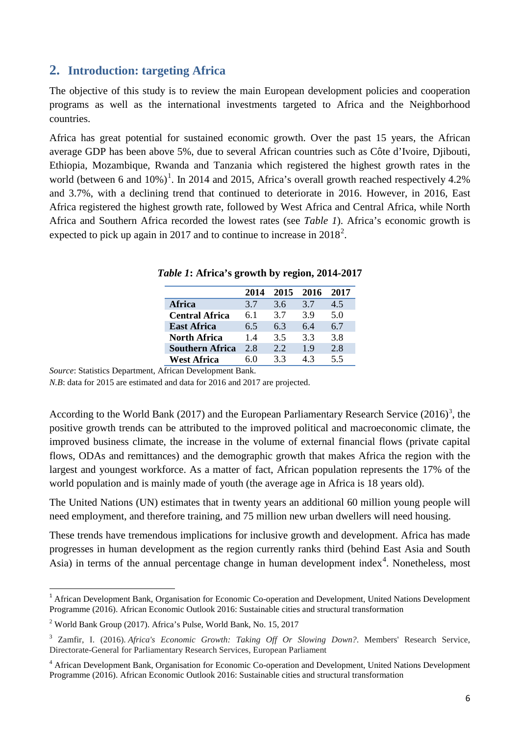## 2. Introduction: targeting Africa

The objective of this study is to review the main European development policies and cooperation programs as well as the international investments targeted to Africa and the Neighborhood countries.

Africa has great potential for sustained economic growth. Over the past 15 years, the African average GDP has been above 5%, due to several African countries such as Côte d'Ivoire, Djibouti, Ethiopia, Mozambique, Rwanda and Tanzania which registered the highest growth rates in the world (between 6 and 10%)[1]. In 2014 and 2015, Africa's overall growth reached respectively 4.2% and 3.7%, with a declining trend that continued to deteriorate in 2016. However, in 2016, East Africa registered the highest growth rate, followed by West Africa and Central Africa, while North Africa and Southern Africa recorded the lowest rates (see *Table 1*). Africa's economic growth is expected to pick up again in 2017 and to continue to increase in 2018[2].

***Table 1*: Africa's growth by region, 2014-2017**

| | 2014 | 2015 | 2016 | 2017 |
|---|---|---|---|---|
| **Africa** | 3.7 | 3.6 | 3.7 | 4.5 |
| **Central Africa** | 6.1 | 3.7 | 3.9 | 5.0 |
| **East Africa** | 6.5 | 6.3 | 6.4 | 6.7 |
| **North Africa** | 1.4 | 3.5 | 3.3 | 3.8 |
| **Southern Africa** | 2.8 | 2.2 | 1.9 | 2.8 |
| **West Africa** | 6.0 | 3.3 | 4.3 | 5.5 |

*Source*: Statistics Department, African Development Bank.
*N.B*: data for 2015 are estimated and data for 2016 and 2017 are projected.

According to the World Bank (2017) and the European Parliamentary Research Service (2016)[3], the positive growth trends can be attributed to the improved political and macroeconomic climate, the improved business climate, the increase in the volume of external financial flows (private capital flows, ODAs and remittances) and the demographic growth that makes Africa the region with the largest and youngest workforce. As a matter of fact, African population represents the 17% of the world population and is mainly made of youth (the average age in Africa is 18 years old).

The United Nations (UN) estimates that in twenty years an additional 60 million young people will need employment, and therefore training, and 75 million new urban dwellers will need housing.

These trends have tremendous implications for inclusive growth and development. Africa has made progresses in human development as the region currently ranks third (behind East Asia and South Asia) in terms of the annual percentage change in human development index[4]. Nonetheless, most

---

[1] African Development Bank, Organisation for Economic Co-operation and Development, United Nations Development Programme (2016). African Economic Outlook 2016: Sustainable cities and structural transformation

[2] World Bank Group (2017). Africa's Pulse, World Bank, No. 15, 2017

[3] Zamfir, I. (2016). *Africa's Economic Growth: Taking Off Or Slowing Down?*. Members' Research Service, Directorate-General for Parliamentary Research Services, European Parliament

[4] African Development Bank, Organisation for Economic Co-operation and Development, United Nations Development Programme (2016). African Economic Outlook 2016: Sustainable cities and structural transformation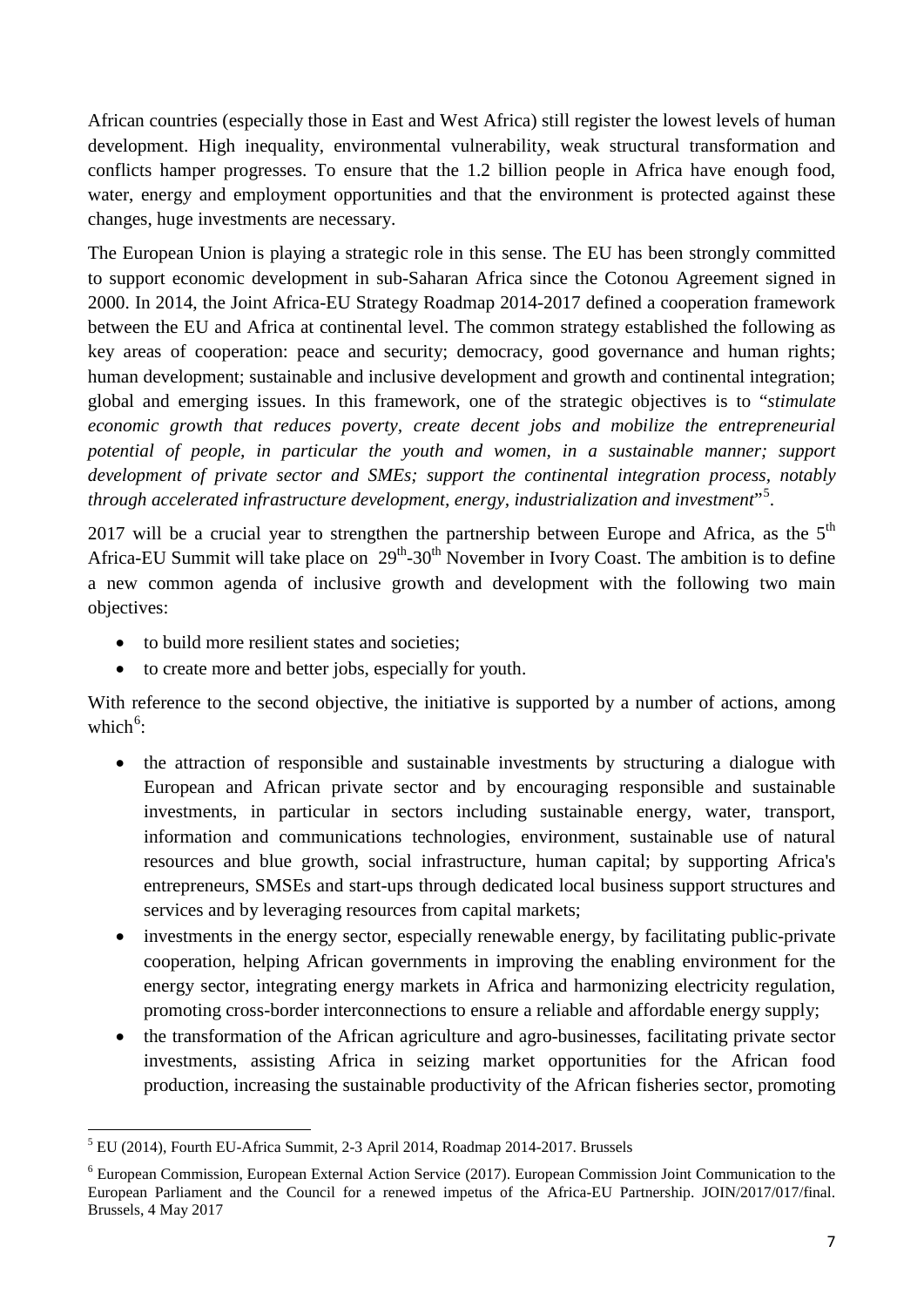African countries (especially those in East and West Africa) still register the lowest levels of human development. High inequality, environmental vulnerability, weak structural transformation and conflicts hamper progresses. To ensure that the 1.2 billion people in Africa have enough food, water, energy and employment opportunities and that the environment is protected against these changes, huge investments are necessary.

The European Union is playing a strategic role in this sense. The EU has been strongly committed to support economic development in sub-Saharan Africa since the Cotonou Agreement signed in 2000. In 2014, the Joint Africa-EU Strategy Roadmap 2014-2017 defined a cooperation framework between the EU and Africa at continental level. The common strategy established the following as key areas of cooperation: peace and security; democracy, good governance and human rights; human development; sustainable and inclusive development and growth and continental integration; global and emerging issues. In this framework, one of the strategic objectives is to "*stimulate economic growth that reduces poverty, create decent jobs and mobilize the entrepreneurial potential of people, in particular the youth and women, in a sustainable manner; support development of private sector and SMEs; support the continental integration process, notably through accelerated infrastructure development, energy, industrialization and investment*"[5].

2017 will be a crucial year to strengthen the partnership between Europe and Africa, as the 5th Africa-EU Summit will take place on 29th-30th November in Ivory Coast. The ambition is to define a new common agenda of inclusive growth and development with the following two main objectives:

- to build more resilient states and societies;
- to create more and better jobs, especially for youth.

With reference to the second objective, the initiative is supported by a number of actions, among which[6]:

- the attraction of responsible and sustainable investments by structuring a dialogue with European and African private sector and by encouraging responsible and sustainable investments, in particular in sectors including sustainable energy, water, transport, information and communications technologies, environment, sustainable use of natural resources and blue growth, social infrastructure, human capital; by supporting Africa's entrepreneurs, SMSEs and start-ups through dedicated local business support structures and services and by leveraging resources from capital markets;
- investments in the energy sector, especially renewable energy, by facilitating public-private cooperation, helping African governments in improving the enabling environment for the energy sector, integrating energy markets in Africa and harmonizing electricity regulation, promoting cross-border interconnections to ensure a reliable and affordable energy supply;
- the transformation of the African agriculture and agro-businesses, facilitating private sector investments, assisting Africa in seizing market opportunities for the African food production, increasing the sustainable productivity of the African fisheries sector, promoting

[5] EU (2014), Fourth EU-Africa Summit, 2-3 April 2014, Roadmap 2014-2017. Brussels

[6] European Commission, European External Action Service (2017). European Commission Joint Communication to the European Parliament and the Council for a renewed impetus of the Africa-EU Partnership. JOIN/2017/017/final. Brussels, 4 May 2017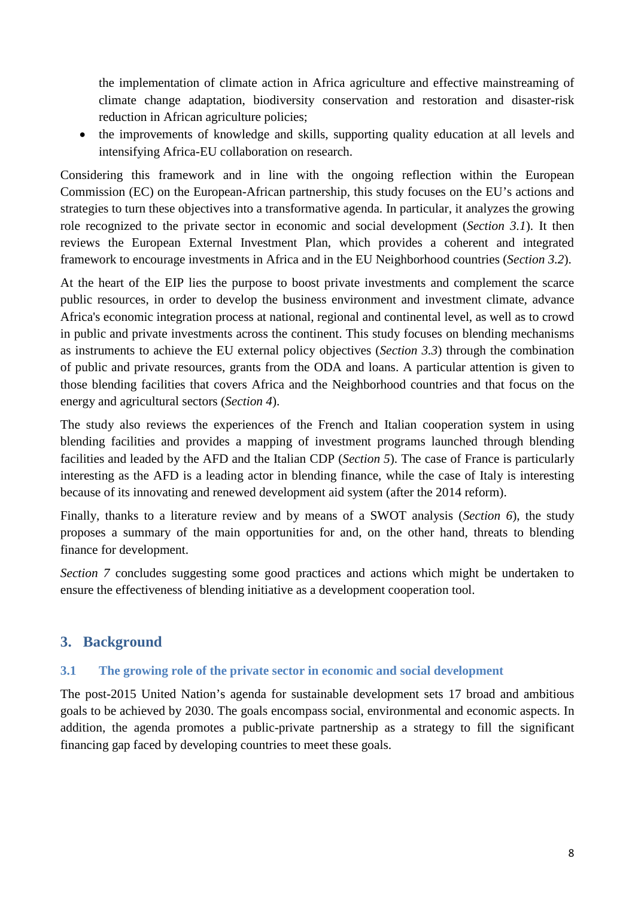the implementation of climate action in Africa agriculture and effective mainstreaming of climate change adaptation, biodiversity conservation and restoration and disaster-risk reduction in African agriculture policies;

- the improvements of knowledge and skills, supporting quality education at all levels and intensifying Africa-EU collaboration on research.

Considering this framework and in line with the ongoing reflection within the European Commission (EC) on the European-African partnership, this study focuses on the EU's actions and strategies to turn these objectives into a transformative agenda. In particular, it analyzes the growing role recognized to the private sector in economic and social development (*Section 3.1*). It then reviews the European External Investment Plan, which provides a coherent and integrated framework to encourage investments in Africa and in the EU Neighborhood countries (*Section 3.2*).

At the heart of the EIP lies the purpose to boost private investments and complement the scarce public resources, in order to develop the business environment and investment climate, advance Africa's economic integration process at national, regional and continental level, as well as to crowd in public and private investments across the continent. This study focuses on blending mechanisms as instruments to achieve the EU external policy objectives (*Section 3.3*) through the combination of public and private resources, grants from the ODA and loans. A particular attention is given to those blending facilities that covers Africa and the Neighborhood countries and that focus on the energy and agricultural sectors (*Section 4*).

The study also reviews the experiences of the French and Italian cooperation system in using blending facilities and provides a mapping of investment programs launched through blending facilities and leaded by the AFD and the Italian CDP (*Section 5*). The case of France is particularly interesting as the AFD is a leading actor in blending finance, while the case of Italy is interesting because of its innovating and renewed development aid system (after the 2014 reform).

Finally, thanks to a literature review and by means of a SWOT analysis (*Section 6*), the study proposes a summary of the main opportunities for and, on the other hand, threats to blending finance for development.

*Section 7* concludes suggesting some good practices and actions which might be undertaken to ensure the effectiveness of blending initiative as a development cooperation tool.

# 3. Background

## 3.1 The growing role of the private sector in economic and social development

The post-2015 United Nation's agenda for sustainable development sets 17 broad and ambitious goals to be achieved by 2030. The goals encompass social, environmental and economic aspects. In addition, the agenda promotes a public-private partnership as a strategy to fill the significant financing gap faced by developing countries to meet these goals.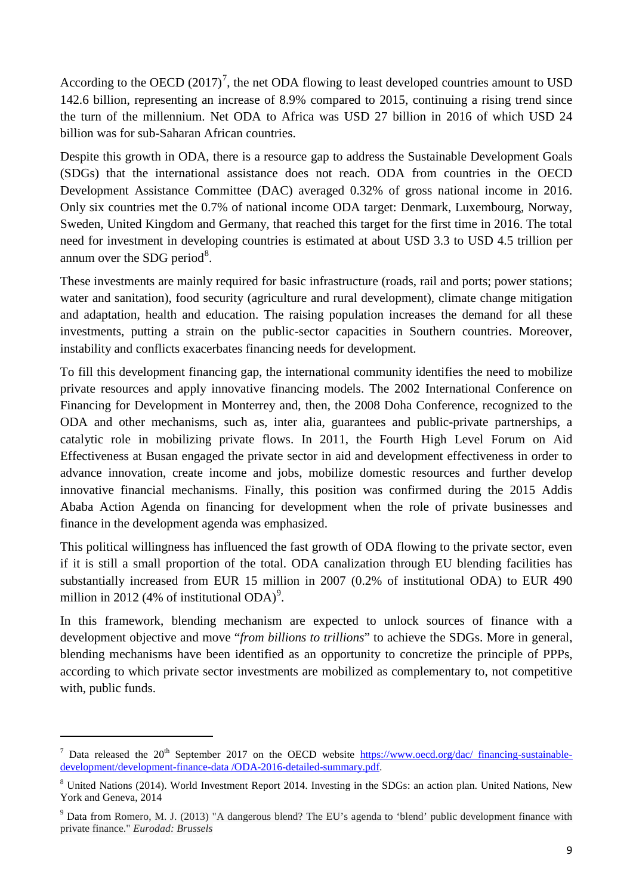According to the OECD (2017)[7], the net ODA flowing to least developed countries amount to USD 142.6 billion, representing an increase of 8.9% compared to 2015, continuing a rising trend since the turn of the millennium. Net ODA to Africa was USD 27 billion in 2016 of which USD 24 billion was for sub-Saharan African countries.

Despite this growth in ODA, there is a resource gap to address the Sustainable Development Goals (SDGs) that the international assistance does not reach. ODA from countries in the OECD Development Assistance Committee (DAC) averaged 0.32% of gross national income in 2016. Only six countries met the 0.7% of national income ODA target: Denmark, Luxembourg, Norway, Sweden, United Kingdom and Germany, that reached this target for the first time in 2016. The total need for investment in developing countries is estimated at about USD 3.3 to USD 4.5 trillion per annum over the SDG period[8].

These investments are mainly required for basic infrastructure (roads, rail and ports; power stations; water and sanitation), food security (agriculture and rural development), climate change mitigation and adaptation, health and education. The raising population increases the demand for all these investments, putting a strain on the public-sector capacities in Southern countries. Moreover, instability and conflicts exacerbates financing needs for development.

To fill this development financing gap, the international community identifies the need to mobilize private resources and apply innovative financing models. The 2002 International Conference on Financing for Development in Monterrey and, then, the 2008 Doha Conference, recognized to the ODA and other mechanisms, such as, inter alia, guarantees and public-private partnerships, a catalytic role in mobilizing private flows. In 2011, the Fourth High Level Forum on Aid Effectiveness at Busan engaged the private sector in aid and development effectiveness in order to advance innovation, create income and jobs, mobilize domestic resources and further develop innovative financial mechanisms. Finally, this position was confirmed during the 2015 Addis Ababa Action Agenda on financing for development when the role of private businesses and finance in the development agenda was emphasized.

This political willingness has influenced the fast growth of ODA flowing to the private sector, even if it is still a small proportion of the total. ODA canalization through EU blending facilities has substantially increased from EUR 15 million in 2007 (0.2% of institutional ODA) to EUR 490 million in 2012 (4% of institutional ODA)[9].

In this framework, blending mechanism are expected to unlock sources of finance with a development objective and move "*from billions to trillions*" to achieve the SDGs. More in general, blending mechanisms have been identified as an opportunity to concretize the principle of PPPs, according to which private sector investments are mobilized as complementary to, not competitive with, public funds.

---

[7] Data released the 20th September 2017 on the OECD website https://www.oecd.org/dac/ financing-sustainable-development/development-finance-data /ODA-2016-detailed-summary.pdf.

[8] United Nations (2014). World Investment Report 2014. Investing in the SDGs: an action plan. United Nations, New York and Geneva, 2014

[9] Data from Romero, M. J. (2013) "A dangerous blend? The EU's agenda to 'blend' public development finance with private finance." *Eurodad: Brussels*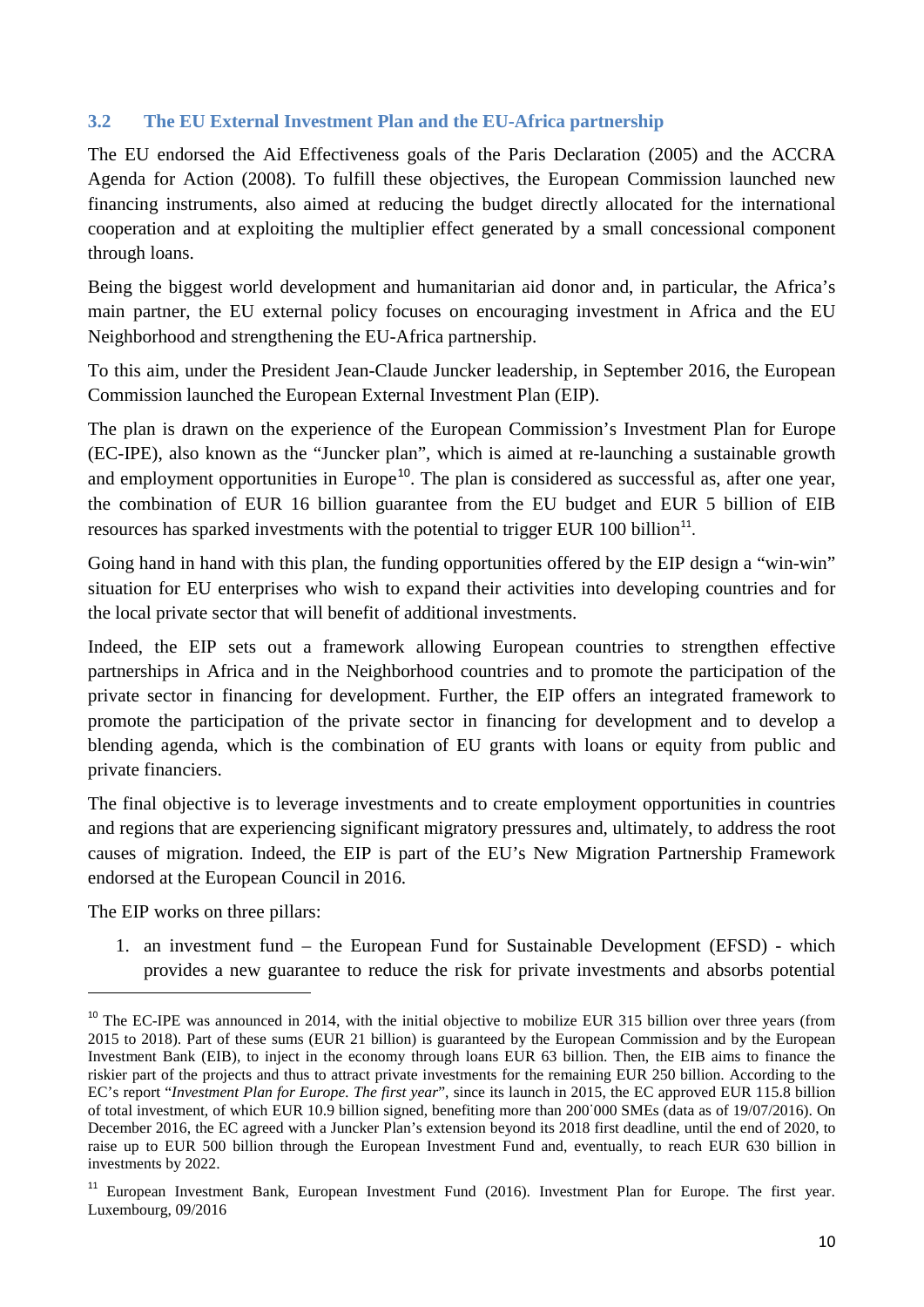### 3.2 The EU External Investment Plan and the EU-Africa partnership

The EU endorsed the Aid Effectiveness goals of the Paris Declaration (2005) and the ACCRA Agenda for Action (2008). To fulfill these objectives, the European Commission launched new financing instruments, also aimed at reducing the budget directly allocated for the international cooperation and at exploiting the multiplier effect generated by a small concessional component through loans.

Being the biggest world development and humanitarian aid donor and, in particular, the Africa's main partner, the EU external policy focuses on encouraging investment in Africa and the EU Neighborhood and strengthening the EU-Africa partnership.

To this aim, under the President Jean-Claude Juncker leadership, in September 2016, the European Commission launched the European External Investment Plan (EIP).

The plan is drawn on the experience of the European Commission's Investment Plan for Europe (EC-IPE), also known as the "Juncker plan", which is aimed at re-launching a sustainable growth and employment opportunities in Europe[10]. The plan is considered as successful as, after one year, the combination of EUR 16 billion guarantee from the EU budget and EUR 5 billion of EIB resources has sparked investments with the potential to trigger EUR 100 billion[11].

Going hand in hand with this plan, the funding opportunities offered by the EIP design a "win-win" situation for EU enterprises who wish to expand their activities into developing countries and for the local private sector that will benefit of additional investments.

Indeed, the EIP sets out a framework allowing European countries to strengthen effective partnerships in Africa and in the Neighborhood countries and to promote the participation of the private sector in financing for development. Further, the EIP offers an integrated framework to promote the participation of the private sector in financing for development and to develop a blending agenda, which is the combination of EU grants with loans or equity from public and private financiers.

The final objective is to leverage investments and to create employment opportunities in countries and regions that are experiencing significant migratory pressures and, ultimately, to address the root causes of migration. Indeed, the EIP is part of the EU's New Migration Partnership Framework endorsed at the European Council in 2016.

The EIP works on three pillars:

1. an investment fund – the European Fund for Sustainable Development (EFSD) - which provides a new guarantee to reduce the risk for private investments and absorbs potential

---

[10] The EC-IPE was announced in 2014, with the initial objective to mobilize EUR 315 billion over three years (from 2015 to 2018). Part of these sums (EUR 21 billion) is guaranteed by the European Commission and by the European Investment Bank (EIB), to inject in the economy through loans EUR 63 billion. Then, the EIB aims to finance the riskier part of the projects and thus to attract private investments for the remaining EUR 250 billion. According to the EC's report "*Investment Plan for Europe. The first year*", since its launch in 2015, the EC approved EUR 115.8 billion of total investment, of which EUR 10.9 billion signed, benefiting more than 200˙000 SMEs (data as of 19/07/2016). On December 2016, the EC agreed with a Juncker Plan's extension beyond its 2018 first deadline, until the end of 2020, to raise up to EUR 500 billion through the European Investment Fund and, eventually, to reach EUR 630 billion in investments by 2022.

[11] European Investment Bank, European Investment Fund (2016). Investment Plan for Europe. The first year. Luxembourg, 09/2016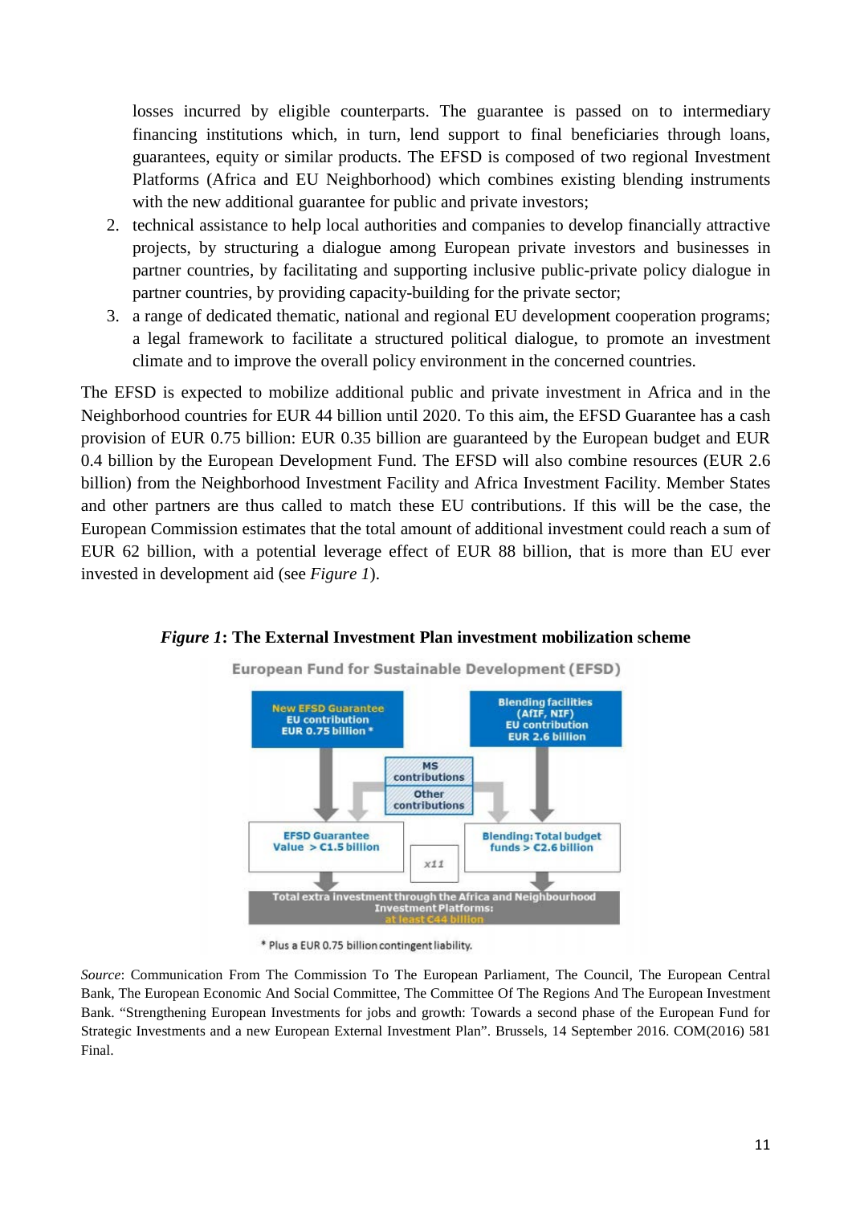losses incurred by eligible counterparts. The guarantee is passed on to intermediary financing institutions which, in turn, lend support to final beneficiaries through loans, guarantees, equity or similar products. The EFSD is composed of two regional Investment Platforms (Africa and EU Neighborhood) which combines existing blending instruments with the new additional guarantee for public and private investors;

2. technical assistance to help local authorities and companies to develop financially attractive projects, by structuring a dialogue among European private investors and businesses in partner countries, by facilitating and supporting inclusive public-private policy dialogue in partner countries, by providing capacity-building for the private sector;
3. a range of dedicated thematic, national and regional EU development cooperation programs; a legal framework to facilitate a structured political dialogue, to promote an investment climate and to improve the overall policy environment in the concerned countries.

The EFSD is expected to mobilize additional public and private investment in Africa and in the Neighborhood countries for EUR 44 billion until 2020. To this aim, the EFSD Guarantee has a cash provision of EUR 0.75 billion: EUR 0.35 billion are guaranteed by the European budget and EUR 0.4 billion by the European Development Fund. The EFSD will also combine resources (EUR 2.6 billion) from the Neighborhood Investment Facility and Africa Investment Facility. Member States and other partners are thus called to match these EU contributions. If this will be the case, the European Commission estimates that the total amount of additional investment could reach a sum of EUR 62 billion, with a potential leverage effect of EUR 88 billion, that is more than EU ever invested in development aid (see *Figure 1*).

***Figure 1*: The External Investment Plan investment mobilization scheme**

European Fund for Sustainable Development (EFSD)

New EFSD Guarantee
EU contribution
EUR 0.75 billion *

Blending facilities
(AfIF, NIF)
EU contribution
EUR 2.6 billion

MS contributions

Other contributions

EFSD Guarantee
Value > €1.5 billion

x11

Blending: Total budget funds > €2.6 billion

Total extra investment through the Africa and Neighbourhood Investment Platforms:
at least €44 billion

* Plus a EUR 0.75 billion contingent liability.

*Source*: Communication From The Commission To The European Parliament, The Council, The European Central Bank, The European Economic And Social Committee, The Committee Of The Regions And The European Investment Bank. "Strengthening European Investments for jobs and growth: Towards a second phase of the European Fund for Strategic Investments and a new European External Investment Plan". Brussels, 14 September 2016. COM(2016) 581 Final.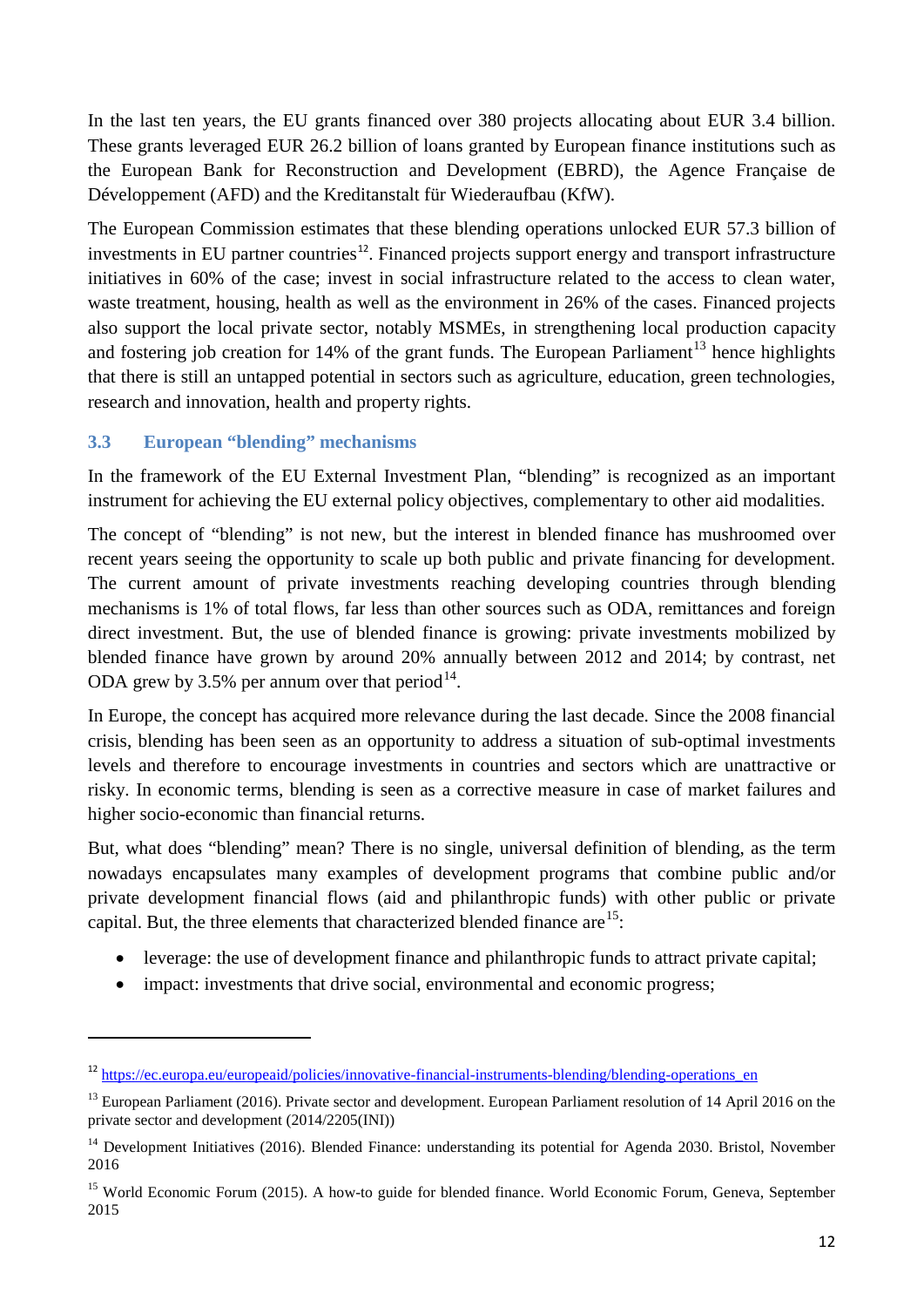In the last ten years, the EU grants financed over 380 projects allocating about EUR 3.4 billion. These grants leveraged EUR 26.2 billion of loans granted by European finance institutions such as the European Bank for Reconstruction and Development (EBRD), the Agence Française de Développement (AFD) and the Kreditanstalt für Wiederaufbau (KfW).

The European Commission estimates that these blending operations unlocked EUR 57.3 billion of investments in EU partner countries[12]. Financed projects support energy and transport infrastructure initiatives in 60% of the case; invest in social infrastructure related to the access to clean water, waste treatment, housing, health as well as the environment in 26% of the cases. Financed projects also support the local private sector, notably MSMEs, in strengthening local production capacity and fostering job creation for 14% of the grant funds. The European Parliament[13] hence highlights that there is still an untapped potential in sectors such as agriculture, education, green technologies, research and innovation, health and property rights.

### 3.3 European "blending" mechanisms

In the framework of the EU External Investment Plan, "blending" is recognized as an important instrument for achieving the EU external policy objectives, complementary to other aid modalities.

The concept of "blending" is not new, but the interest in blended finance has mushroomed over recent years seeing the opportunity to scale up both public and private financing for development. The current amount of private investments reaching developing countries through blending mechanisms is 1% of total flows, far less than other sources such as ODA, remittances and foreign direct investment. But, the use of blended finance is growing: private investments mobilized by blended finance have grown by around 20% annually between 2012 and 2014; by contrast, net ODA grew by 3.5% per annum over that period[14].

In Europe, the concept has acquired more relevance during the last decade. Since the 2008 financial crisis, blending has been seen as an opportunity to address a situation of sub-optimal investments levels and therefore to encourage investments in countries and sectors which are unattractive or risky. In economic terms, blending is seen as a corrective measure in case of market failures and higher socio-economic than financial returns.

But, what does "blending" mean? There is no single, universal definition of blending, as the term nowadays encapsulates many examples of development programs that combine public and/or private development financial flows (aid and philanthropic funds) with other public or private capital. But, the three elements that characterized blended finance are[15]:

- leverage: the use of development finance and philanthropic funds to attract private capital;
- impact: investments that drive social, environmental and economic progress;

---

[12] https://ec.europa.eu/europeaid/policies/innovative-financial-instruments-blending/blending-operations_en

[13] European Parliament (2016). Private sector and development. European Parliament resolution of 14 April 2016 on the private sector and development (2014/2205(INI))

[14] Development Initiatives (2016). Blended Finance: understanding its potential for Agenda 2030. Bristol, November 2016

[15] World Economic Forum (2015). A how-to guide for blended finance. World Economic Forum, Geneva, September 2015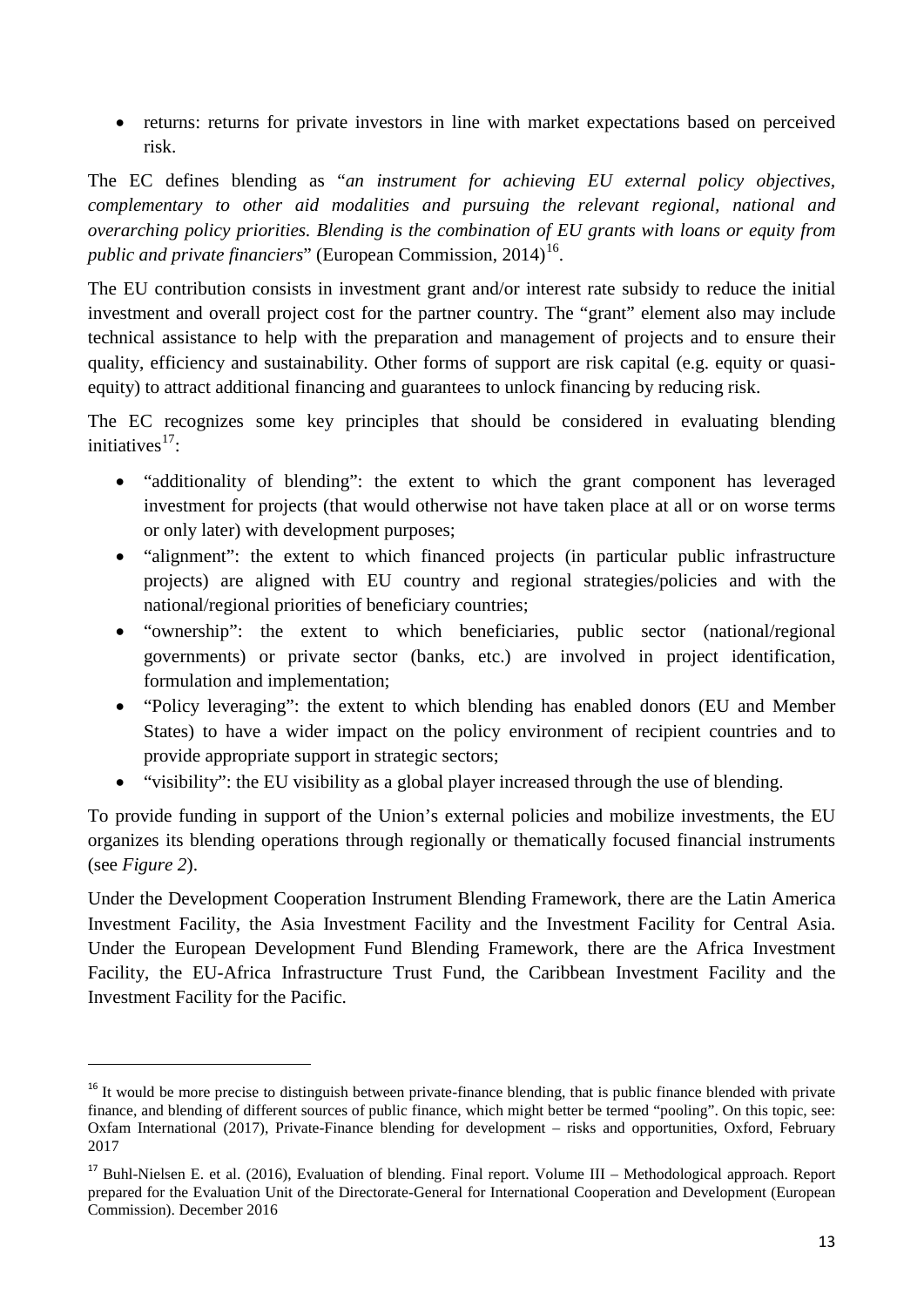- returns: returns for private investors in line with market expectations based on perceived risk.

The EC defines blending as "*an instrument for achieving EU external policy objectives, complementary to other aid modalities and pursuing the relevant regional, national and overarching policy priorities. Blending is the combination of EU grants with loans or equity from public and private financiers*" (European Commission, 2014)[16].

The EU contribution consists in investment grant and/or interest rate subsidy to reduce the initial investment and overall project cost for the partner country. The "grant" element also may include technical assistance to help with the preparation and management of projects and to ensure their quality, efficiency and sustainability. Other forms of support are risk capital (e.g. equity or quasi-equity) to attract additional financing and guarantees to unlock financing by reducing risk.

The EC recognizes some key principles that should be considered in evaluating blending initiatives[17]:

- "additionality of blending": the extent to which the grant component has leveraged investment for projects (that would otherwise not have taken place at all or on worse terms or only later) with development purposes;
- "alignment": the extent to which financed projects (in particular public infrastructure projects) are aligned with EU country and regional strategies/policies and with the national/regional priorities of beneficiary countries;
- "ownership": the extent to which beneficiaries, public sector (national/regional governments) or private sector (banks, etc.) are involved in project identification, formulation and implementation;
- "Policy leveraging": the extent to which blending has enabled donors (EU and Member States) to have a wider impact on the policy environment of recipient countries and to provide appropriate support in strategic sectors;
- "visibility": the EU visibility as a global player increased through the use of blending.

To provide funding in support of the Union's external policies and mobilize investments, the EU organizes its blending operations through regionally or thematically focused financial instruments (see *Figure 2*).

Under the Development Cooperation Instrument Blending Framework, there are the Latin America Investment Facility, the Asia Investment Facility and the Investment Facility for Central Asia. Under the European Development Fund Blending Framework, there are the Africa Investment Facility, the EU-Africa Infrastructure Trust Fund, the Caribbean Investment Facility and the Investment Facility for the Pacific.

---

[16] It would be more precise to distinguish between private-finance blending, that is public finance blended with private finance, and blending of different sources of public finance, which might better be termed "pooling". On this topic, see: Oxfam International (2017), Private-Finance blending for development – risks and opportunities, Oxford, February 2017

[17] Buhl-Nielsen E. et al. (2016), Evaluation of blending. Final report. Volume III – Methodological approach. Report prepared for the Evaluation Unit of the Directorate-General for International Cooperation and Development (European Commission). December 2016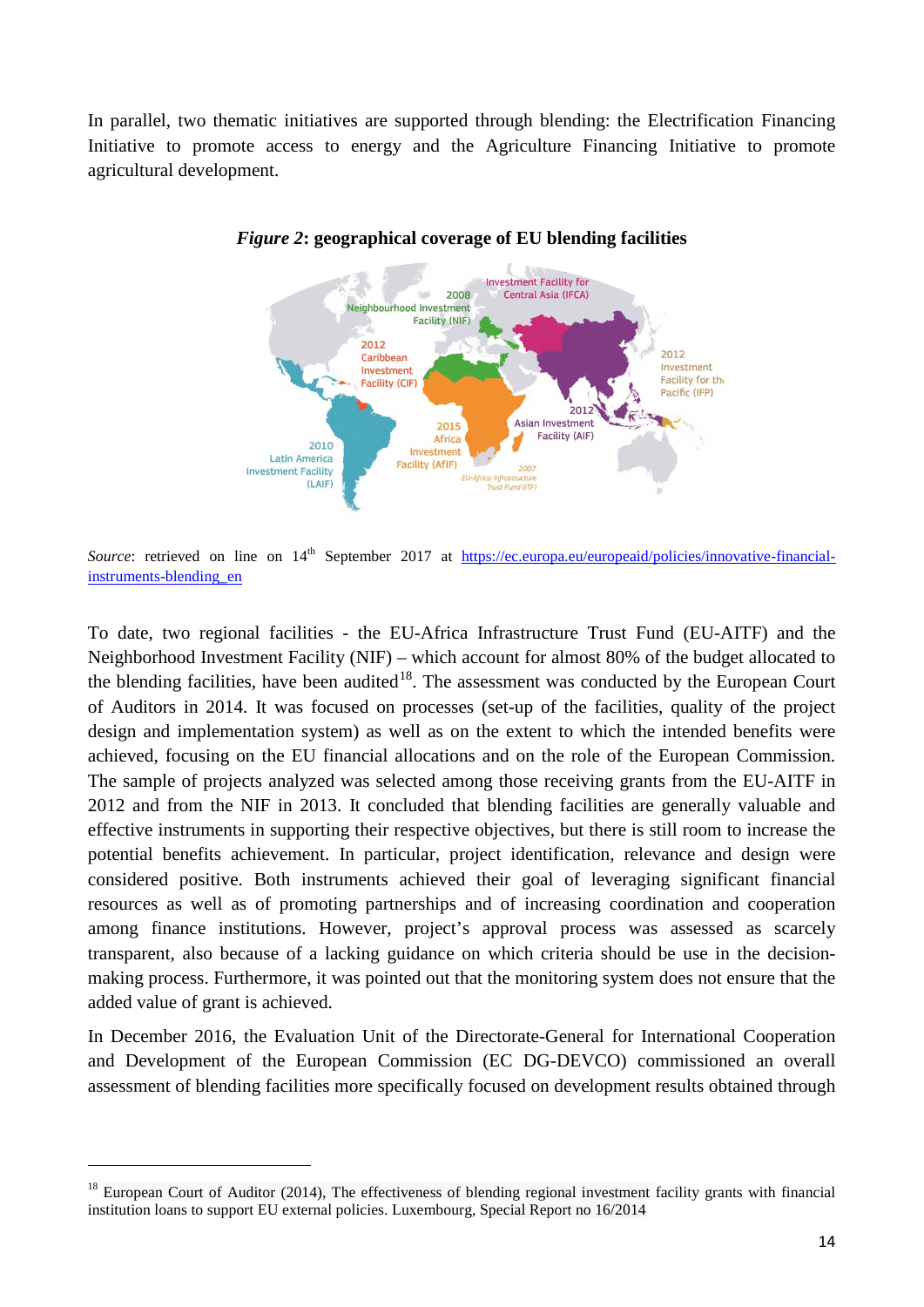In parallel, two thematic initiatives are supported through blending: the Electrification Financing Initiative to promote access to energy and the Agriculture Financing Initiative to promote agricultural development.

***Figure 2*: geographical coverage of EU blending facilities**

Investment Facility for Central Asia (IFCA)

2008 Neighbourhood Investment Facility (NIF)

2012 Caribbean Investment Facility (CIF)

2012 Investment Facility for the Pacific (IFP)

2012 Asian Investment Facility (AIF)

2015 Africa Investment Facility (AfIF)

2010 Latin America Investment Facility (LAIF)

2007 EU-Africa Infrastructure Trust Fund (ITF)

*Source*: retrieved on line on 14th September 2017 at https://ec.europa.eu/europeaid/policies/innovative-financial-instruments-blending_en

To date, two regional facilities - the EU-Africa Infrastructure Trust Fund (EU-AITF) and the Neighborhood Investment Facility (NIF) – which account for almost 80% of the budget allocated to the blending facilities, have been audited[18]. The assessment was conducted by the European Court of Auditors in 2014. It was focused on processes (set-up of the facilities, quality of the project design and implementation system) as well as on the extent to which the intended benefits were achieved, focusing on the EU financial allocations and on the role of the European Commission. The sample of projects analyzed was selected among those receiving grants from the EU-AITF in 2012 and from the NIF in 2013. It concluded that blending facilities are generally valuable and effective instruments in supporting their respective objectives, but there is still room to increase the potential benefits achievement. In particular, project identification, relevance and design were considered positive. Both instruments achieved their goal of leveraging significant financial resources as well as of promoting partnerships and of increasing coordination and cooperation among finance institutions. However, project's approval process was assessed as scarcely transparent, also because of a lacking guidance on which criteria should be use in the decision-making process. Furthermore, it was pointed out that the monitoring system does not ensure that the added value of grant is achieved.

In December 2016, the Evaluation Unit of the Directorate-General for International Cooperation and Development of the European Commission (EC DG-DEVCO) commissioned an overall assessment of blending facilities more specifically focused on development results obtained through

---

[18] European Court of Auditor (2014), The effectiveness of blending regional investment facility grants with financial institution loans to support EU external policies. Luxembourg, Special Report no 16/2014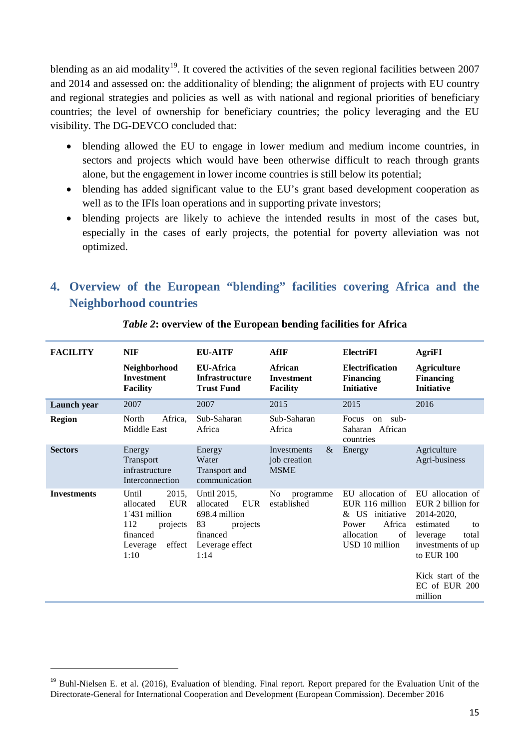blending as an aid modality[19]. It covered the activities of the seven regional facilities between 2007 and 2014 and assessed on: the additionality of blending; the alignment of projects with EU country and regional strategies and policies as well as with national and regional priorities of beneficiary countries; the level of ownership for beneficiary countries; the policy leveraging and the EU visibility. The DG-DEVCO concluded that:

- blending allowed the EU to engage in lower medium and medium income countries, in sectors and projects which would have been otherwise difficult to reach through grants alone, but the engagement in lower income countries is still below its potential;
- blending has added significant value to the EU's grant based development cooperation as well as to the IFIs loan operations and in supporting private investors;
- blending projects are likely to achieve the intended results in most of the cases but, especially in the cases of early projects, the potential for poverty alleviation was not optimized.

## 4. Overview of the European "blending" facilities covering Africa and the Neighborhood countries

***Table 2*: overview of the European bending facilities for Africa**

| **FACILITY** | **NIF** **Neighborhood Investment Facility** | **EU-AITF** **EU-Africa Infrastructure Trust Fund** | **AfIF** **African Investment Facility** | **ElectriFI** **Electrification Financing Initiative** | **AgriFI** **Agriculture Financing Initiative** |
|---|---|---|---|---|---|
| **Launch year** | 2007 | 2007 | 2015 | 2015 | 2016 |
| **Region** | North Africa, Middle East | Sub-Saharan Africa | Sub-Saharan Africa | Focus on sub-Saharan African countries | |
| **Sectors** | Energy Transport infrastructure Interconnection | Energy Water Transport and communication | Investments & job creation MSME | Energy | Agriculture Agri-business |
| **Investments** | Until 2015, allocated EUR 1'431 million 112 projects financed Leverage effect 1:10 | Until 2015, allocated EUR 698.4 million 83 projects financed Leverage effect 1:14 | No programme established | EU allocation of EUR 116 million & US initiative Power Africa allocation of USD 10 million | EU allocation of EUR 2 billion for 2014-2020, estimated to leverage total investments of up to EUR 100 Kick start of the EC of EUR 200 million |

[19] Buhl-Nielsen E. et al. (2016), Evaluation of blending. Final report. Report prepared for the Evaluation Unit of the Directorate-General for International Cooperation and Development (European Commission). December 2016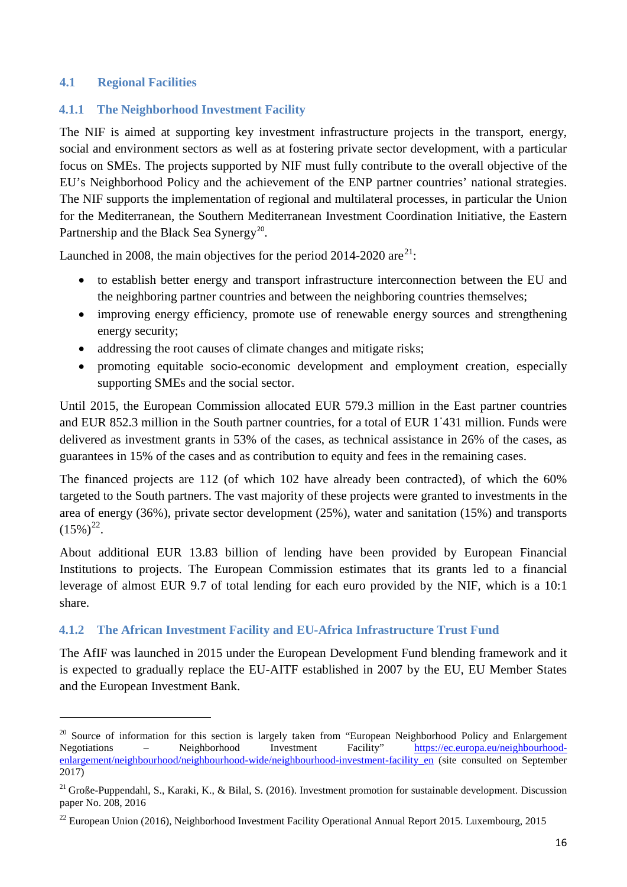## 4.1 Regional Facilities

### 4.1.1 The Neighborhood Investment Facility

The NIF is aimed at supporting key investment infrastructure projects in the transport, energy, social and environment sectors as well as at fostering private sector development, with a particular focus on SMEs. The projects supported by NIF must fully contribute to the overall objective of the EU's Neighborhood Policy and the achievement of the ENP partner countries' national strategies. The NIF supports the implementation of regional and multilateral processes, in particular the Union for the Mediterranean, the Southern Mediterranean Investment Coordination Initiative, the Eastern Partnership and the Black Sea Synergy[20].

Launched in 2008, the main objectives for the period 2014-2020 are[21]:

- to establish better energy and transport infrastructure interconnection between the EU and the neighboring partner countries and between the neighboring countries themselves;
- improving energy efficiency, promote use of renewable energy sources and strengthening energy security;
- addressing the root causes of climate changes and mitigate risks;
- promoting equitable socio-economic development and employment creation, especially supporting SMEs and the social sector.

Until 2015, the European Commission allocated EUR 579.3 million in the East partner countries and EUR 852.3 million in the South partner countries, for a total of EUR 1˙431 million. Funds were delivered as investment grants in 53% of the cases, as technical assistance in 26% of the cases, as guarantees in 15% of the cases and as contribution to equity and fees in the remaining cases.

The financed projects are 112 (of which 102 have already been contracted), of which the 60% targeted to the South partners. The vast majority of these projects were granted to investments in the area of energy (36%), private sector development (25%), water and sanitation (15%) and transports (15%)[22].

About additional EUR 13.83 billion of lending have been provided by European Financial Institutions to projects. The European Commission estimates that its grants led to a financial leverage of almost EUR 9.7 of total lending for each euro provided by the NIF, which is a 10:1 share.

### 4.1.2 The African Investment Facility and EU-Africa Infrastructure Trust Fund

The AfIF was launched in 2015 under the European Development Fund blending framework and it is expected to gradually replace the EU-AITF established in 2007 by the EU, EU Member States and the European Investment Bank.

---

[20] Source of information for this section is largely taken from "European Neighborhood Policy and Enlargement Negotiations – Neighborhood Investment Facility" https://ec.europa.eu/neighbourhood-enlargement/neighbourhood/neighbourhood-wide/neighbourhood-investment-facility_en (site consulted on September 2017)

[21] Große-Puppendahl, S., Karaki, K., & Bilal, S. (2016). Investment promotion for sustainable development. Discussion paper No. 208, 2016

[22] European Union (2016), Neighborhood Investment Facility Operational Annual Report 2015. Luxembourg, 2015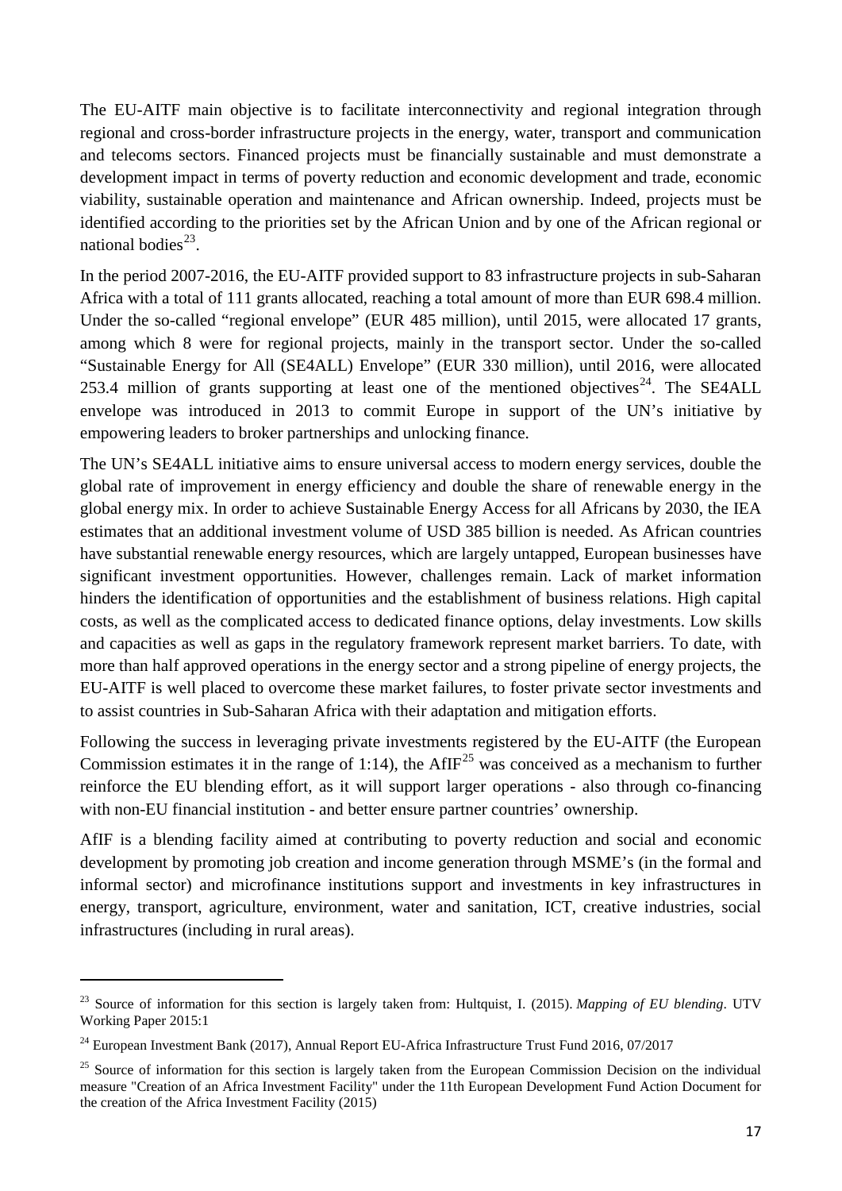The EU-AITF main objective is to facilitate interconnectivity and regional integration through regional and cross-border infrastructure projects in the energy, water, transport and communication and telecoms sectors. Financed projects must be financially sustainable and must demonstrate a development impact in terms of poverty reduction and economic development and trade, economic viability, sustainable operation and maintenance and African ownership. Indeed, projects must be identified according to the priorities set by the African Union and by one of the African regional or national bodies[23].

In the period 2007-2016, the EU-AITF provided support to 83 infrastructure projects in sub-Saharan Africa with a total of 111 grants allocated, reaching a total amount of more than EUR 698.4 million. Under the so-called "regional envelope" (EUR 485 million), until 2015, were allocated 17 grants, among which 8 were for regional projects, mainly in the transport sector. Under the so-called "Sustainable Energy for All (SE4ALL) Envelope" (EUR 330 million), until 2016, were allocated 253.4 million of grants supporting at least one of the mentioned objectives[24]. The SE4ALL envelope was introduced in 2013 to commit Europe in support of the UN's initiative by empowering leaders to broker partnerships and unlocking finance.

The UN's SE4ALL initiative aims to ensure universal access to modern energy services, double the global rate of improvement in energy efficiency and double the share of renewable energy in the global energy mix. In order to achieve Sustainable Energy Access for all Africans by 2030, the IEA estimates that an additional investment volume of USD 385 billion is needed. As African countries have substantial renewable energy resources, which are largely untapped, European businesses have significant investment opportunities. However, challenges remain. Lack of market information hinders the identification of opportunities and the establishment of business relations. High capital costs, as well as the complicated access to dedicated finance options, delay investments. Low skills and capacities as well as gaps in the regulatory framework represent market barriers. To date, with more than half approved operations in the energy sector and a strong pipeline of energy projects, the EU-AITF is well placed to overcome these market failures, to foster private sector investments and to assist countries in Sub-Saharan Africa with their adaptation and mitigation efforts.

Following the success in leveraging private investments registered by the EU-AITF (the European Commission estimates it in the range of 1:14), the AfIF[25] was conceived as a mechanism to further reinforce the EU blending effort, as it will support larger operations - also through co-financing with non-EU financial institution - and better ensure partner countries' ownership.

AfIF is a blending facility aimed at contributing to poverty reduction and social and economic development by promoting job creation and income generation through MSME's (in the formal and informal sector) and microfinance institutions support and investments in key infrastructures in energy, transport, agriculture, environment, water and sanitation, ICT, creative industries, social infrastructures (including in rural areas).

---

[23] Source of information for this section is largely taken from: Hultquist, I. (2015). *Mapping of EU blending*. UTV Working Paper 2015:1

[24] European Investment Bank (2017), Annual Report EU-Africa Infrastructure Trust Fund 2016, 07/2017

[25] Source of information for this section is largely taken from the European Commission Decision on the individual measure "Creation of an Africa Investment Facility" under the 11th European Development Fund Action Document for the creation of the Africa Investment Facility (2015)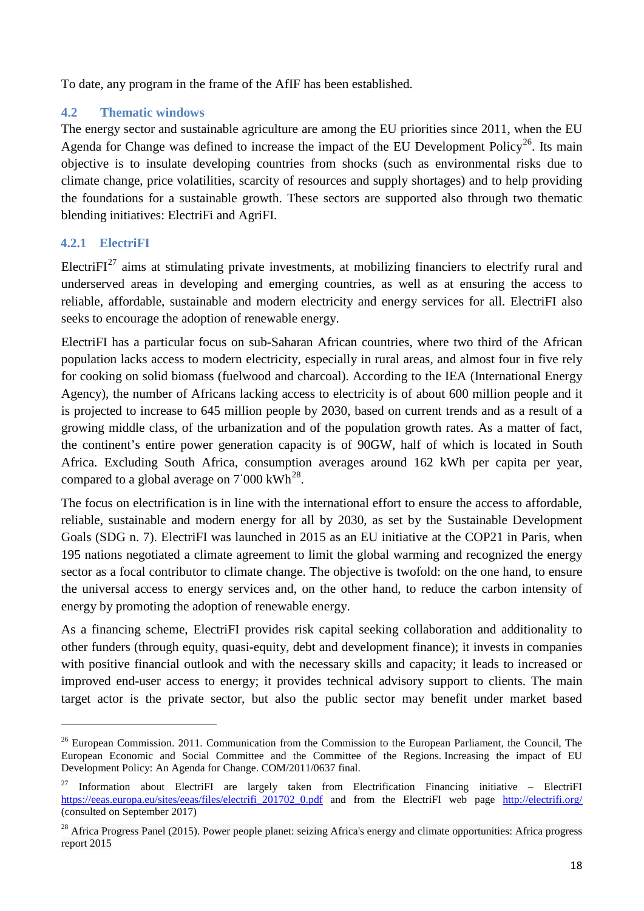To date, any program in the frame of the AfIF has been established.

## 4.2 Thematic windows

The energy sector and sustainable agriculture are among the EU priorities since 2011, when the EU Agenda for Change was defined to increase the impact of the EU Development Policy[26]. Its main objective is to insulate developing countries from shocks (such as environmental risks due to climate change, price volatilities, scarcity of resources and supply shortages) and to help providing the foundations for a sustainable growth. These sectors are supported also through two thematic blending initiatives: ElectriFi and AgriFI.

### 4.2.1 ElectriFI

ElectriFI[27] aims at stimulating private investments, at mobilizing financiers to electrify rural and underserved areas in developing and emerging countries, as well as at ensuring the access to reliable, affordable, sustainable and modern electricity and energy services for all. ElectriFI also seeks to encourage the adoption of renewable energy.

ElectriFI has a particular focus on sub-Saharan African countries, where two third of the African population lacks access to modern electricity, especially in rural areas, and almost four in five rely for cooking on solid biomass (fuelwood and charcoal). According to the IEA (International Energy Agency), the number of Africans lacking access to electricity is of about 600 million people and it is projected to increase to 645 million people by 2030, based on current trends and as a result of a growing middle class, of the urbanization and of the population growth rates. As a matter of fact, the continent's entire power generation capacity is of 90GW, half of which is located in South Africa. Excluding South Africa, consumption averages around 162 kWh per capita per year, compared to a global average on 7'000 kWh[28].

The focus on electrification is in line with the international effort to ensure the access to affordable, reliable, sustainable and modern energy for all by 2030, as set by the Sustainable Development Goals (SDG n. 7). ElectriFI was launched in 2015 as an EU initiative at the COP21 in Paris, when 195 nations negotiated a climate agreement to limit the global warming and recognized the energy sector as a focal contributor to climate change. The objective is twofold: on the one hand, to ensure the universal access to energy services and, on the other hand, to reduce the carbon intensity of energy by promoting the adoption of renewable energy.

As a financing scheme, ElectriFI provides risk capital seeking collaboration and additionality to other funders (through equity, quasi-equity, debt and development finance); it invests in companies with positive financial outlook and with the necessary skills and capacity; it leads to increased or improved end-user access to energy; it provides technical advisory support to clients. The main target actor is the private sector, but also the public sector may benefit under market based

---

[26] European Commission. 2011. Communication from the Commission to the European Parliament, the Council, The European Economic and Social Committee and the Committee of the Regions. Increasing the impact of EU Development Policy: An Agenda for Change. COM/2011/0637 final.

[27] Information about ElectriFI are largely taken from Electrification Financing initiative – ElectriFI https://eeas.europa.eu/sites/eeas/files/electrifi_201702_0.pdf and from the ElectriFI web page http://electrifi.org/ (consulted on September 2017)

[28] Africa Progress Panel (2015). Power people planet: seizing Africa's energy and climate opportunities: Africa progress report 2015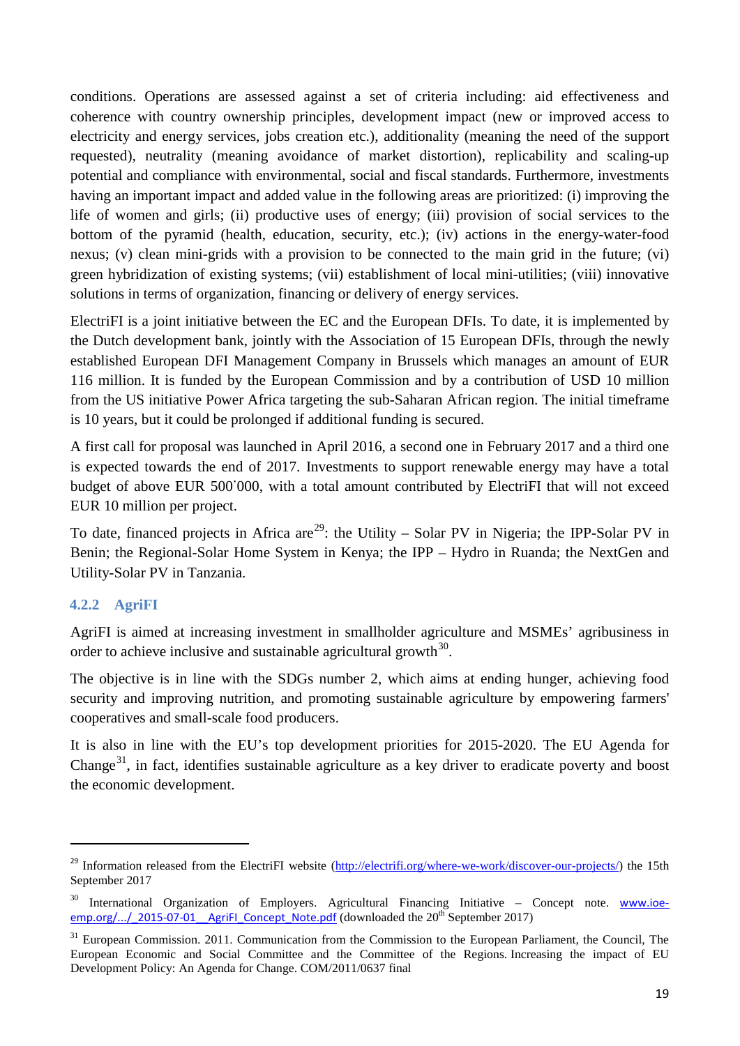conditions. Operations are assessed against a set of criteria including: aid effectiveness and coherence with country ownership principles, development impact (new or improved access to electricity and energy services, jobs creation etc.), additionality (meaning the need of the support requested), neutrality (meaning avoidance of market distortion), replicability and scaling-up potential and compliance with environmental, social and fiscal standards. Furthermore, investments having an important impact and added value in the following areas are prioritized: (i) improving the life of women and girls; (ii) productive uses of energy; (iii) provision of social services to the bottom of the pyramid (health, education, security, etc.); (iv) actions in the energy-water-food nexus; (v) clean mini-grids with a provision to be connected to the main grid in the future; (vi) green hybridization of existing systems; (vii) establishment of local mini-utilities; (viii) innovative solutions in terms of organization, financing or delivery of energy services.

ElectriFI is a joint initiative between the EC and the European DFIs. To date, it is implemented by the Dutch development bank, jointly with the Association of 15 European DFIs, through the newly established European DFI Management Company in Brussels which manages an amount of EUR 116 million. It is funded by the European Commission and by a contribution of USD 10 million from the US initiative Power Africa targeting the sub-Saharan African region. The initial timeframe is 10 years, but it could be prolonged if additional funding is secured.

A first call for proposal was launched in April 2016, a second one in February 2017 and a third one is expected towards the end of 2017. Investments to support renewable energy may have a total budget of above EUR 500'000, with a total amount contributed by ElectriFI that will not exceed EUR 10 million per project.

To date, financed projects in Africa are[29]: the Utility – Solar PV in Nigeria; the IPP-Solar PV in Benin; the Regional-Solar Home System in Kenya; the IPP – Hydro in Ruanda; the NextGen and Utility-Solar PV in Tanzania.

### 4.2.2 AgriFI

AgriFI is aimed at increasing investment in smallholder agriculture and MSMEs' agribusiness in order to achieve inclusive and sustainable agricultural growth[30].

The objective is in line with the SDGs number 2, which aims at ending hunger, achieving food security and improving nutrition, and promoting sustainable agriculture by empowering farmers' cooperatives and small-scale food producers.

It is also in line with the EU's top development priorities for 2015-2020. The EU Agenda for Change[31], in fact, identifies sustainable agriculture as a key driver to eradicate poverty and boost the economic development.

---

[29] Information released from the ElectriFI website (http://electrifi.org/where-we-work/discover-our-projects/) the 15th September 2017

[30] International Organization of Employers. Agricultural Financing Initiative – Concept note. www.ioe-emp.org/.../_2015-07-01__AgriFI_Concept_Note.pdf (downloaded the 20th September 2017)

[31] European Commission. 2011. Communication from the Commission to the European Parliament, the Council, The European Economic and Social Committee and the Committee of the Regions. Increasing the impact of EU Development Policy: An Agenda for Change. COM/2011/0637 final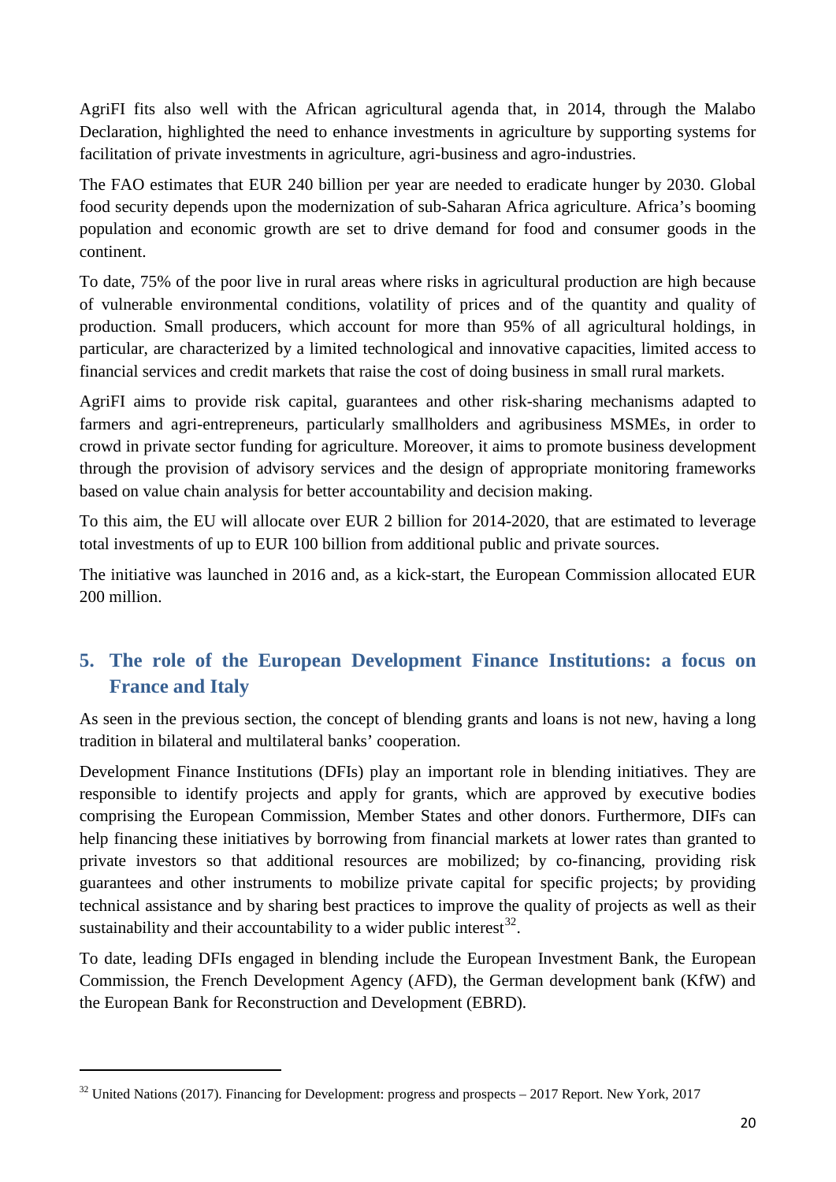AgriFI fits also well with the African agricultural agenda that, in 2014, through the Malabo Declaration, highlighted the need to enhance investments in agriculture by supporting systems for facilitation of private investments in agriculture, agri-business and agro-industries.

The FAO estimates that EUR 240 billion per year are needed to eradicate hunger by 2030. Global food security depends upon the modernization of sub-Saharan Africa agriculture. Africa's booming population and economic growth are set to drive demand for food and consumer goods in the continent.

To date, 75% of the poor live in rural areas where risks in agricultural production are high because of vulnerable environmental conditions, volatility of prices and of the quantity and quality of production. Small producers, which account for more than 95% of all agricultural holdings, in particular, are characterized by a limited technological and innovative capacities, limited access to financial services and credit markets that raise the cost of doing business in small rural markets.

AgriFI aims to provide risk capital, guarantees and other risk-sharing mechanisms adapted to farmers and agri-entrepreneurs, particularly smallholders and agribusiness MSMEs, in order to crowd in private sector funding for agriculture. Moreover, it aims to promote business development through the provision of advisory services and the design of appropriate monitoring frameworks based on value chain analysis for better accountability and decision making.

To this aim, the EU will allocate over EUR 2 billion for 2014-2020, that are estimated to leverage total investments of up to EUR 100 billion from additional public and private sources.

The initiative was launched in 2016 and, as a kick-start, the European Commission allocated EUR 200 million.

## 5. The role of the European Development Finance Institutions: a focus on France and Italy

As seen in the previous section, the concept of blending grants and loans is not new, having a long tradition in bilateral and multilateral banks' cooperation.

Development Finance Institutions (DFIs) play an important role in blending initiatives. They are responsible to identify projects and apply for grants, which are approved by executive bodies comprising the European Commission, Member States and other donors. Furthermore, DIFs can help financing these initiatives by borrowing from financial markets at lower rates than granted to private investors so that additional resources are mobilized; by co-financing, providing risk guarantees and other instruments to mobilize private capital for specific projects; by providing technical assistance and by sharing best practices to improve the quality of projects as well as their sustainability and their accountability to a wider public interest[32].

To date, leading DFIs engaged in blending include the European Investment Bank, the European Commission, the French Development Agency (AFD), the German development bank (KfW) and the European Bank for Reconstruction and Development (EBRD).

---

[32] United Nations (2017). Financing for Development: progress and prospects – 2017 Report. New York, 2017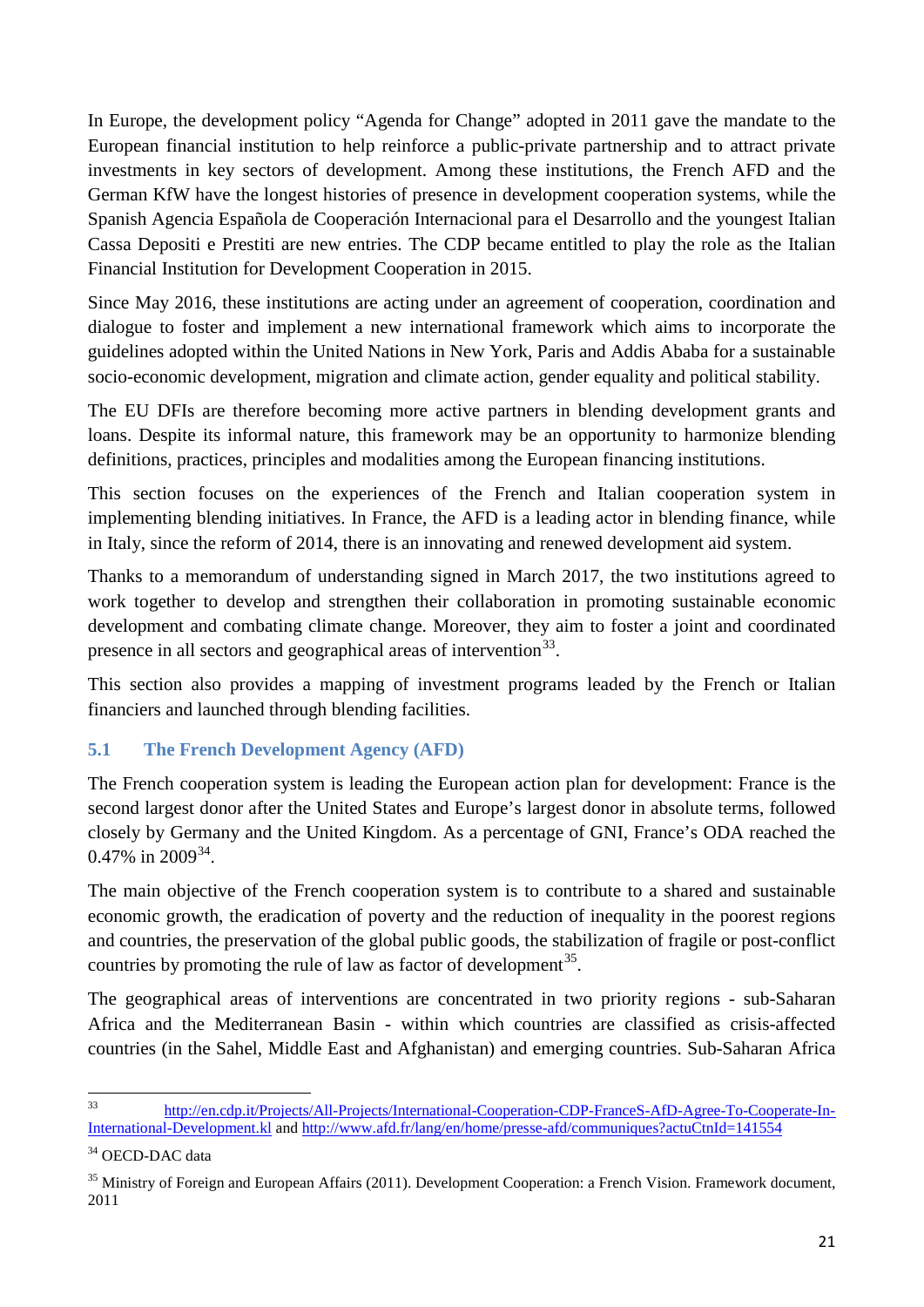In Europe, the development policy "Agenda for Change" adopted in 2011 gave the mandate to the European financial institution to help reinforce a public-private partnership and to attract private investments in key sectors of development. Among these institutions, the French AFD and the German KfW have the longest histories of presence in development cooperation systems, while the Spanish Agencia Española de Cooperación Internacional para el Desarrollo and the youngest Italian Cassa Depositi e Prestiti are new entries. The CDP became entitled to play the role as the Italian Financial Institution for Development Cooperation in 2015.

Since May 2016, these institutions are acting under an agreement of cooperation, coordination and dialogue to foster and implement a new international framework which aims to incorporate the guidelines adopted within the United Nations in New York, Paris and Addis Ababa for a sustainable socio-economic development, migration and climate action, gender equality and political stability.

The EU DFIs are therefore becoming more active partners in blending development grants and loans. Despite its informal nature, this framework may be an opportunity to harmonize blending definitions, practices, principles and modalities among the European financing institutions.

This section focuses on the experiences of the French and Italian cooperation system in implementing blending initiatives. In France, the AFD is a leading actor in blending finance, while in Italy, since the reform of 2014, there is an innovating and renewed development aid system.

Thanks to a memorandum of understanding signed in March 2017, the two institutions agreed to work together to develop and strengthen their collaboration in promoting sustainable economic development and combating climate change. Moreover, they aim to foster a joint and coordinated presence in all sectors and geographical areas of intervention[33].

This section also provides a mapping of investment programs leaded by the French or Italian financiers and launched through blending facilities.

## 5.1 The French Development Agency (AFD)

The French cooperation system is leading the European action plan for development: France is the second largest donor after the United States and Europe's largest donor in absolute terms, followed closely by Germany and the United Kingdom. As a percentage of GNI, France's ODA reached the 0.47% in 2009[34].

The main objective of the French cooperation system is to contribute to a shared and sustainable economic growth, the eradication of poverty and the reduction of inequality in the poorest regions and countries, the preservation of the global public goods, the stabilization of fragile or post-conflict countries by promoting the rule of law as factor of development[35].

The geographical areas of interventions are concentrated in two priority regions - sub-Saharan Africa and the Mediterranean Basin - within which countries are classified as crisis-affected countries (in the Sahel, Middle East and Afghanistan) and emerging countries. Sub-Saharan Africa

---

[33] http://en.cdp.it/Projects/All-Projects/International-Cooperation-CDP-FranceS-AfD-Agree-To-Cooperate-In-International-Development.kl and http://www.afd.fr/lang/en/home/presse-afd/communiques?actuCtnId=141554

[34] OECD-DAC data

[35] Ministry of Foreign and European Affairs (2011). Development Cooperation: a French Vision. Framework document, 2011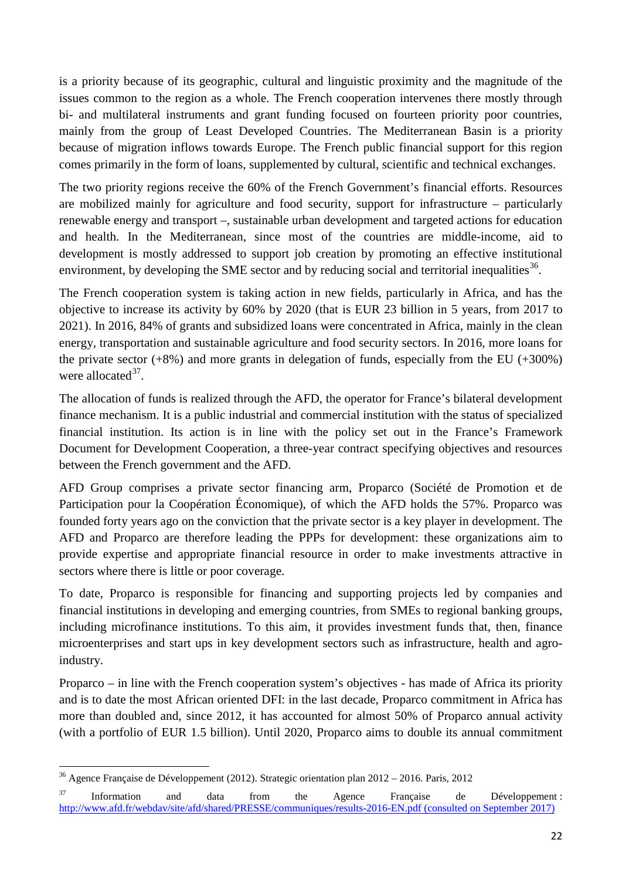is a priority because of its geographic, cultural and linguistic proximity and the magnitude of the issues common to the region as a whole. The French cooperation intervenes there mostly through bi- and multilateral instruments and grant funding focused on fourteen priority poor countries, mainly from the group of Least Developed Countries. The Mediterranean Basin is a priority because of migration inflows towards Europe. The French public financial support for this region comes primarily in the form of loans, supplemented by cultural, scientific and technical exchanges.

The two priority regions receive the 60% of the French Government's financial efforts. Resources are mobilized mainly for agriculture and food security, support for infrastructure – particularly renewable energy and transport –, sustainable urban development and targeted actions for education and health. In the Mediterranean, since most of the countries are middle-income, aid to development is mostly addressed to support job creation by promoting an effective institutional environment, by developing the SME sector and by reducing social and territorial inequalities[36].

The French cooperation system is taking action in new fields, particularly in Africa, and has the objective to increase its activity by 60% by 2020 (that is EUR 23 billion in 5 years, from 2017 to 2021). In 2016, 84% of grants and subsidized loans were concentrated in Africa, mainly in the clean energy, transportation and sustainable agriculture and food security sectors. In 2016, more loans for the private sector (+8%) and more grants in delegation of funds, especially from the EU (+300%) were allocated[37].

The allocation of funds is realized through the AFD, the operator for France's bilateral development finance mechanism. It is a public industrial and commercial institution with the status of specialized financial institution. Its action is in line with the policy set out in the France's Framework Document for Development Cooperation, a three-year contract specifying objectives and resources between the French government and the AFD.

AFD Group comprises a private sector financing arm, Proparco (Société de Promotion et de Participation pour la Coopération Économique), of which the AFD holds the 57%. Proparco was founded forty years ago on the conviction that the private sector is a key player in development. The AFD and Proparco are therefore leading the PPPs for development: these organizations aim to provide expertise and appropriate financial resource in order to make investments attractive in sectors where there is little or poor coverage.

To date, Proparco is responsible for financing and supporting projects led by companies and financial institutions in developing and emerging countries, from SMEs to regional banking groups, including microfinance institutions. To this aim, it provides investment funds that, then, finance microenterprises and start ups in key development sectors such as infrastructure, health and agro-industry.

Proparco – in line with the French cooperation system's objectives - has made of Africa its priority and is to date the most African oriented DFI: in the last decade, Proparco commitment in Africa has more than doubled and, since 2012, it has accounted for almost 50% of Proparco annual activity (with a portfolio of EUR 1.5 billion). Until 2020, Proparco aims to double its annual commitment

---

[36] Agence Française de Développement (2012). Strategic orientation plan 2012 – 2016. Paris, 2012

[37] Information and data from the Agence Française de Développement : http://www.afd.fr/webdav/site/afd/shared/PRESSE/communiques/results-2016-EN.pdf (consulted on September 2017)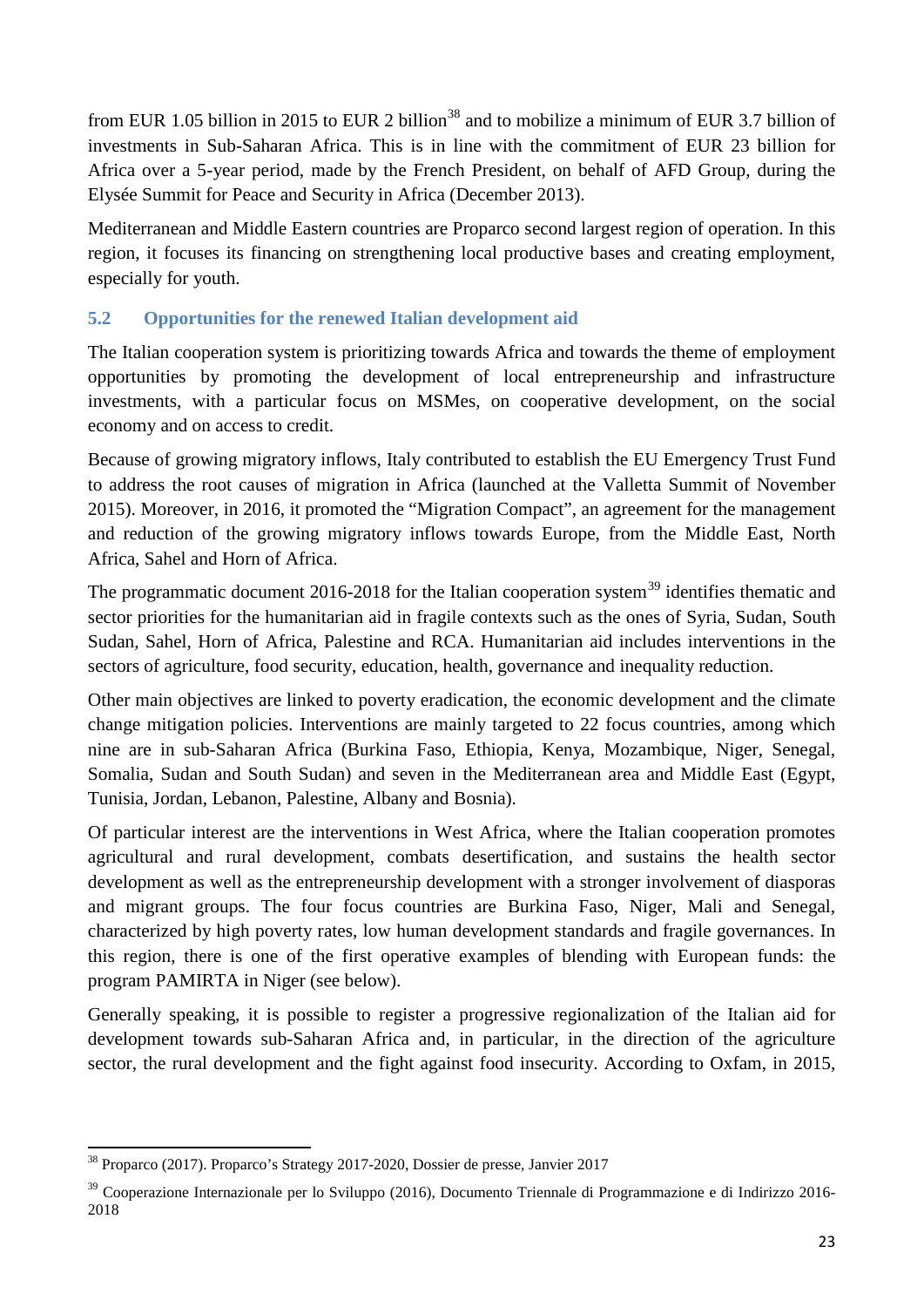from EUR 1.05 billion in 2015 to EUR 2 billion[38] and to mobilize a minimum of EUR 3.7 billion of investments in Sub-Saharan Africa. This is in line with the commitment of EUR 23 billion for Africa over a 5-year period, made by the French President, on behalf of AFD Group, during the Elysée Summit for Peace and Security in Africa (December 2013).

Mediterranean and Middle Eastern countries are Proparco second largest region of operation. In this region, it focuses its financing on strengthening local productive bases and creating employment, especially for youth.

### 5.2 Opportunities for the renewed Italian development aid

The Italian cooperation system is prioritizing towards Africa and towards the theme of employment opportunities by promoting the development of local entrepreneurship and infrastructure investments, with a particular focus on MSMes, on cooperative development, on the social economy and on access to credit.

Because of growing migratory inflows, Italy contributed to establish the EU Emergency Trust Fund to address the root causes of migration in Africa (launched at the Valletta Summit of November 2015). Moreover, in 2016, it promoted the "Migration Compact", an agreement for the management and reduction of the growing migratory inflows towards Europe, from the Middle East, North Africa, Sahel and Horn of Africa.

The programmatic document 2016-2018 for the Italian cooperation system[39] identifies thematic and sector priorities for the humanitarian aid in fragile contexts such as the ones of Syria, Sudan, South Sudan, Sahel, Horn of Africa, Palestine and RCA. Humanitarian aid includes interventions in the sectors of agriculture, food security, education, health, governance and inequality reduction.

Other main objectives are linked to poverty eradication, the economic development and the climate change mitigation policies. Interventions are mainly targeted to 22 focus countries, among which nine are in sub-Saharan Africa (Burkina Faso, Ethiopia, Kenya, Mozambique, Niger, Senegal, Somalia, Sudan and South Sudan) and seven in the Mediterranean area and Middle East (Egypt, Tunisia, Jordan, Lebanon, Palestine, Albany and Bosnia).

Of particular interest are the interventions in West Africa, where the Italian cooperation promotes agricultural and rural development, combats desertification, and sustains the health sector development as well as the entrepreneurship development with a stronger involvement of diasporas and migrant groups. The four focus countries are Burkina Faso, Niger, Mali and Senegal, characterized by high poverty rates, low human development standards and fragile governances. In this region, there is one of the first operative examples of blending with European funds: the program PAMIRTA in Niger (see below).

Generally speaking, it is possible to register a progressive regionalization of the Italian aid for development towards sub-Saharan Africa and, in particular, in the direction of the agriculture sector, the rural development and the fight against food insecurity. According to Oxfam, in 2015,

[38] Proparco (2017). Proparco's Strategy 2017-2020, Dossier de presse, Janvier 2017

[39] Cooperazione Internazionale per lo Sviluppo (2016), Documento Triennale di Programmazione e di Indirizzo 2016-2018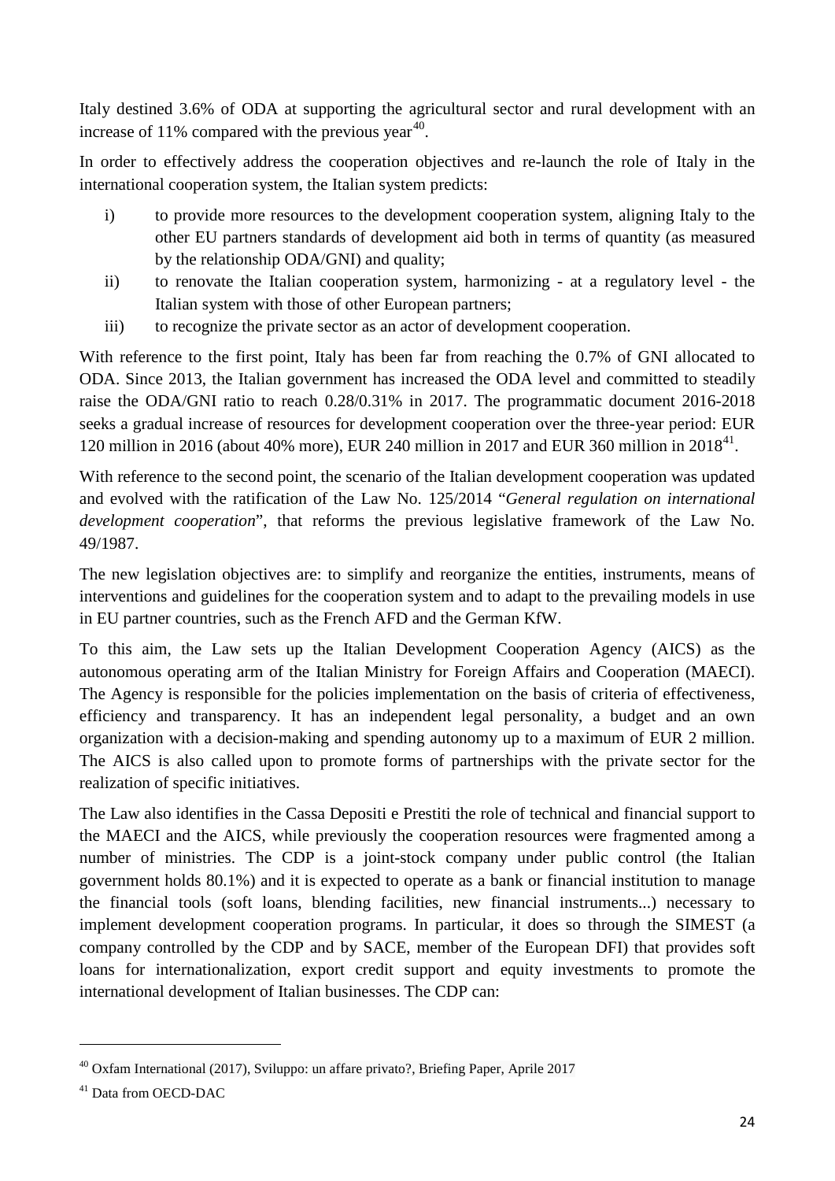Italy destined 3.6% of ODA at supporting the agricultural sector and rural development with an increase of 11% compared with the previous year[40].

In order to effectively address the cooperation objectives and re-launch the role of Italy in the international cooperation system, the Italian system predicts:

i) to provide more resources to the development cooperation system, aligning Italy to the other EU partners standards of development aid both in terms of quantity (as measured by the relationship ODA/GNI) and quality;
ii) to renovate the Italian cooperation system, harmonizing - at a regulatory level - the Italian system with those of other European partners;
iii) to recognize the private sector as an actor of development cooperation.

With reference to the first point, Italy has been far from reaching the 0.7% of GNI allocated to ODA. Since 2013, the Italian government has increased the ODA level and committed to steadily raise the ODA/GNI ratio to reach 0.28/0.31% in 2017. The programmatic document 2016-2018 seeks a gradual increase of resources for development cooperation over the three-year period: EUR 120 million in 2016 (about 40% more), EUR 240 million in 2017 and EUR 360 million in 2018[41].

With reference to the second point, the scenario of the Italian development cooperation was updated and evolved with the ratification of the Law No. 125/2014 "*General regulation on international development cooperation*", that reforms the previous legislative framework of the Law No. 49/1987.

The new legislation objectives are: to simplify and reorganize the entities, instruments, means of interventions and guidelines for the cooperation system and to adapt to the prevailing models in use in EU partner countries, such as the French AFD and the German KfW.

To this aim, the Law sets up the Italian Development Cooperation Agency (AICS) as the autonomous operating arm of the Italian Ministry for Foreign Affairs and Cooperation (MAECI). The Agency is responsible for the policies implementation on the basis of criteria of effectiveness, efficiency and transparency. It has an independent legal personality, a budget and an own organization with a decision-making and spending autonomy up to a maximum of EUR 2 million. The AICS is also called upon to promote forms of partnerships with the private sector for the realization of specific initiatives.

The Law also identifies in the Cassa Depositi e Prestiti the role of technical and financial support to the MAECI and the AICS, while previously the cooperation resources were fragmented among a number of ministries. The CDP is a joint-stock company under public control (the Italian government holds 80.1%) and it is expected to operate as a bank or financial institution to manage the financial tools (soft loans, blending facilities, new financial instruments...) necessary to implement development cooperation programs. In particular, it does so through the SIMEST (a company controlled by the CDP and by SACE, member of the European DFI) that provides soft loans for internationalization, export credit support and equity investments to promote the international development of Italian businesses. The CDP can:

[40] Oxfam International (2017), Sviluppo: un affare privato?, Briefing Paper, Aprile 2017

[41] Data from OECD-DAC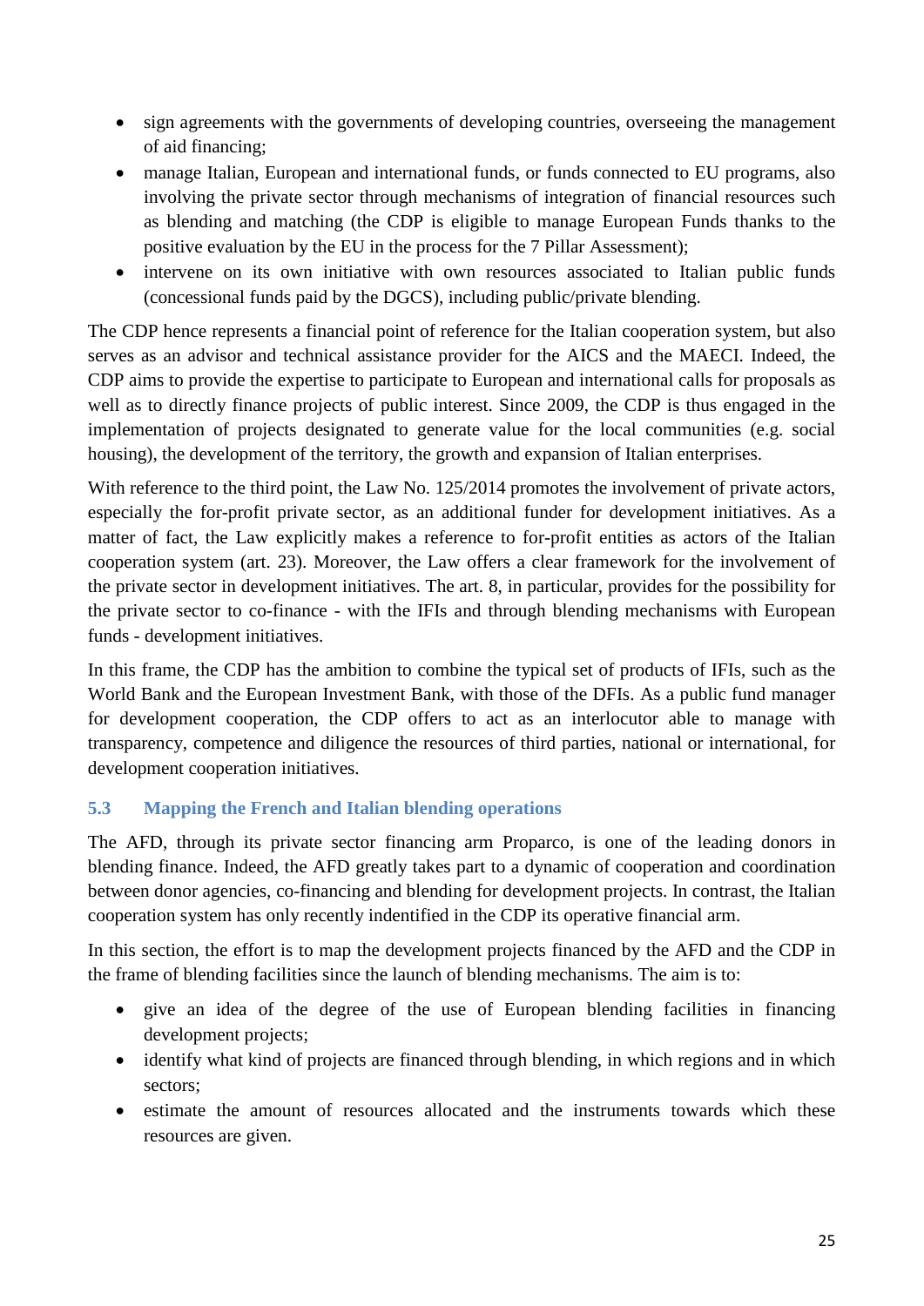- sign agreements with the governments of developing countries, overseeing the management of aid financing;
- manage Italian, European and international funds, or funds connected to EU programs, also involving the private sector through mechanisms of integration of financial resources such as blending and matching (the CDP is eligible to manage European Funds thanks to the positive evaluation by the EU in the process for the 7 Pillar Assessment);
- intervene on its own initiative with own resources associated to Italian public funds (concessional funds paid by the DGCS), including public/private blending.

The CDP hence represents a financial point of reference for the Italian cooperation system, but also serves as an advisor and technical assistance provider for the AICS and the MAECI. Indeed, the CDP aims to provide the expertise to participate to European and international calls for proposals as well as to directly finance projects of public interest. Since 2009, the CDP is thus engaged in the implementation of projects designated to generate value for the local communities (e.g. social housing), the development of the territory, the growth and expansion of Italian enterprises.

With reference to the third point, the Law No. 125/2014 promotes the involvement of private actors, especially the for-profit private sector, as an additional funder for development initiatives. As a matter of fact, the Law explicitly makes a reference to for-profit entities as actors of the Italian cooperation system (art. 23). Moreover, the Law offers a clear framework for the involvement of the private sector in development initiatives. The art. 8, in particular, provides for the possibility for the private sector to co-finance - with the IFIs and through blending mechanisms with European funds - development initiatives.

In this frame, the CDP has the ambition to combine the typical set of products of IFIs, such as the World Bank and the European Investment Bank, with those of the DFIs. As a public fund manager for development cooperation, the CDP offers to act as an interlocutor able to manage with transparency, competence and diligence the resources of third parties, national or international, for development cooperation initiatives.

### 5.3 Mapping the French and Italian blending operations

The AFD, through its private sector financing arm Proparco, is one of the leading donors in blending finance. Indeed, the AFD greatly takes part to a dynamic of cooperation and coordination between donor agencies, co-financing and blending for development projects. In contrast, the Italian cooperation system has only recently indentified in the CDP its operative financial arm.

In this section, the effort is to map the development projects financed by the AFD and the CDP in the frame of blending facilities since the launch of blending mechanisms. The aim is to:

- give an idea of the degree of the use of European blending facilities in financing development projects;
- identify what kind of projects are financed through blending, in which regions and in which sectors;
- estimate the amount of resources allocated and the instruments towards which these resources are given.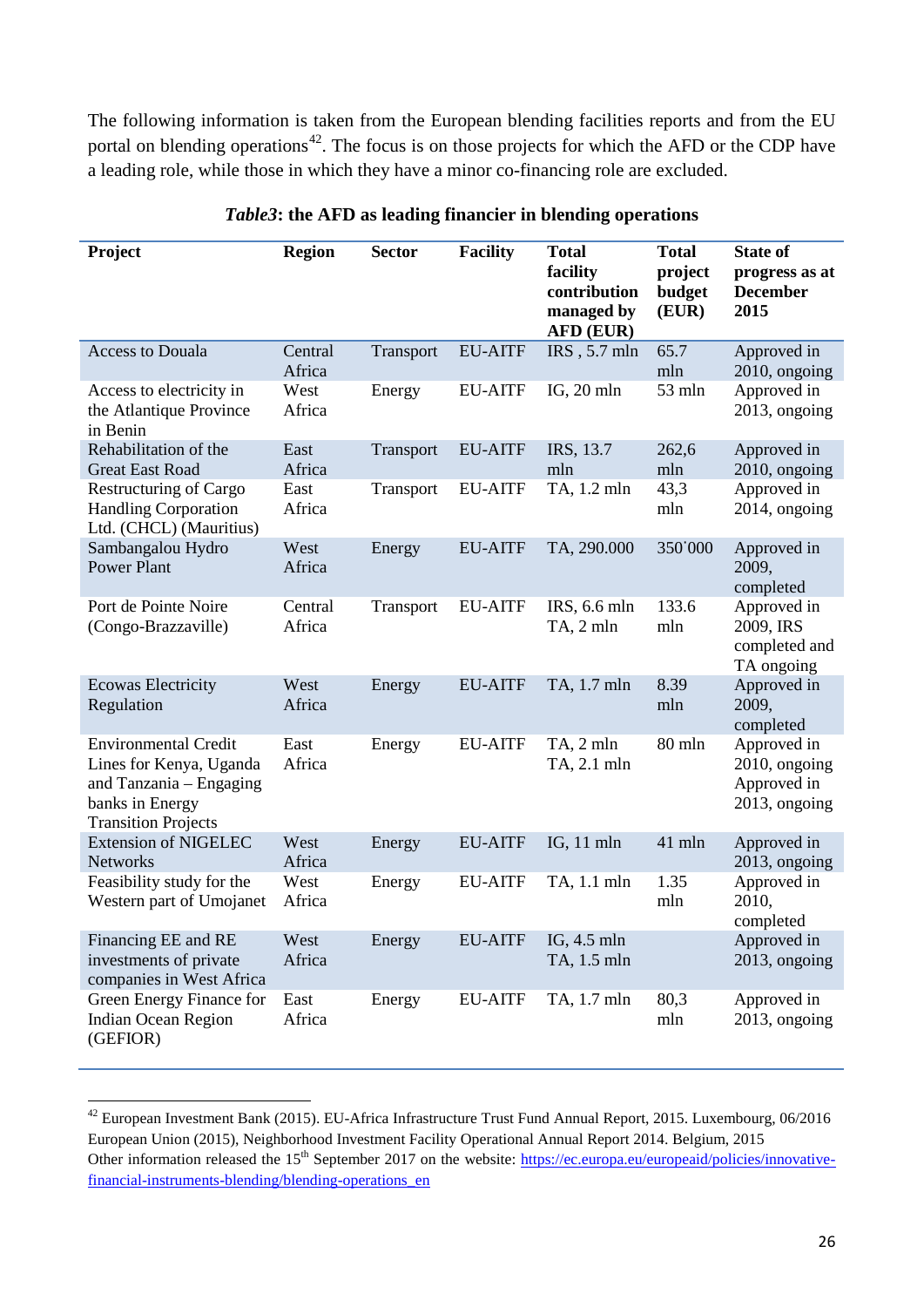The following information is taken from the European blending facilities reports and from the EU portal on blending operations[42]. The focus is on those projects for which the AFD or the CDP have a leading role, while those in which they have a minor co-financing role are excluded.

***Table3*: the AFD as leading financier in blending operations**

| Project | Region | Sector | Facility | Total facility contribution managed by AFD (EUR) | Total project budget (EUR) | State of progress as at December 2015 |
|---|---|---|---|---|---|---|
| Access to Douala | Central Africa | Transport | EU-AITF | IRS , 5.7 mln | 65.7 mln | Approved in 2010, ongoing |
| Access to electricity in the Atlantique Province in Benin | West Africa | Energy | EU-AITF | IG, 20 mln | 53 mln | Approved in 2013, ongoing |
| Rehabilitation of the Great East Road | East Africa | Transport | EU-AITF | IRS, 13.7 mln | 262,6 mln | Approved in 2010, ongoing |
| Restructuring of Cargo Handling Corporation Ltd. (CHCL) (Mauritius) | East Africa | Transport | EU-AITF | TA, 1.2 mln | 43,3 mln | Approved in 2014, ongoing |
| Sambangalou Hydro Power Plant | West Africa | Energy | EU-AITF | TA, 290.000 | 350'000 | Approved in 2009, completed |
| Port de Pointe Noire (Congo-Brazzaville) | Central Africa | Transport | EU-AITF | IRS, 6.6 mln TA, 2 mln | 133.6 mln | Approved in 2009, IRS completed and TA ongoing |
| Ecowas Electricity Regulation | West Africa | Energy | EU-AITF | TA, 1.7 mln | 8.39 mln | Approved in 2009, completed |
| Environmental Credit Lines for Kenya, Uganda and Tanzania – Engaging banks in Energy Transition Projects | East Africa | Energy | EU-AITF | TA, 2 mln TA, 2.1 mln | 80 mln | Approved in 2010, ongoing Approved in 2013, ongoing |
| Extension of NIGELEC Networks | West Africa | Energy | EU-AITF | IG, 11 mln | 41 mln | Approved in 2013, ongoing |
| Feasibility study for the Western part of Umojanet | West Africa | Energy | EU-AITF | TA, 1.1 mln | 1.35 mln | Approved in 2010, completed |
| Financing EE and RE investments of private companies in West Africa | West Africa | Energy | EU-AITF | IG, 4.5 mln TA, 1.5 mln | | Approved in 2013, ongoing |
| Green Energy Finance for Indian Ocean Region (GEFIOR) | East Africa | Energy | EU-AITF | TA, 1.7 mln | 80,3 mln | Approved in 2013, ongoing |

[42] European Investment Bank (2015). EU-Africa Infrastructure Trust Fund Annual Report, 2015. Luxembourg, 06/2016
European Union (2015), Neighborhood Investment Facility Operational Annual Report 2014. Belgium, 2015
Other information released the 15th September 2017 on the website: https://ec.europa.eu/europeaid/policies/innovative-financial-instruments-blending/blending-operations_en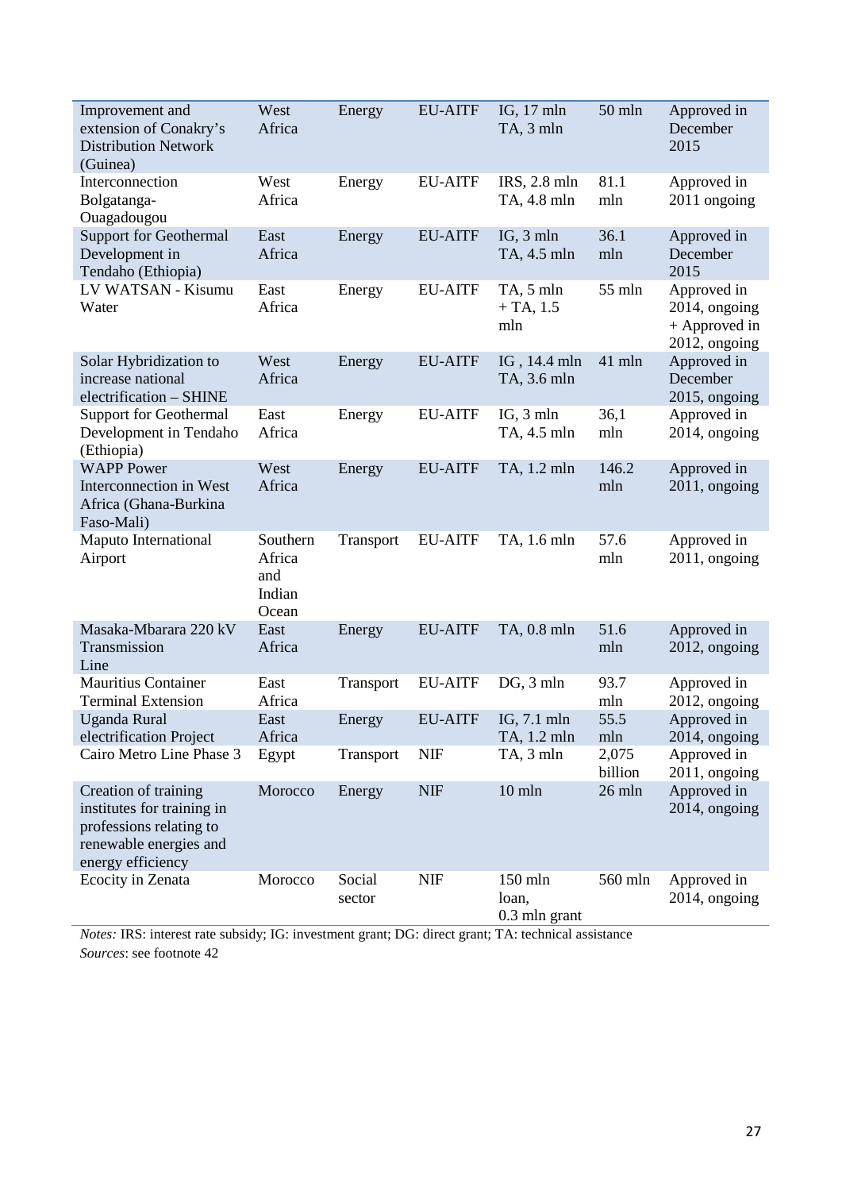| | | | | | | |
|---|---|---|---|---|---|---|
| Improvement and extension of Conakry's Distribution Network (Guinea) | West Africa | Energy | EU-AITF | IG, 17 mln TA, 3 mln | 50 mln | Approved in December 2015 |
| Interconnection Bolgatanga-Ouagadougou | West Africa | Energy | EU-AITF | IRS, 2.8 mln TA, 4.8 mln | 81.1 mln | Approved in 2011 ongoing |
| Support for Geothermal Development in Tendaho (Ethiopia) | East Africa | Energy | EU-AITF | IG, 3 mln TA, 4.5 mln | 36.1 mln | Approved in December 2015 |
| LV WATSAN - Kisumu Water | East Africa | Energy | EU-AITF | TA, 5 mln + TA, 1.5 mln | 55 mln | Approved in 2014, ongoing + Approved in 2012, ongoing |
| Solar Hybridization to increase national electrification – SHINE | West Africa | Energy | EU-AITF | IG , 14.4 mln TA, 3.6 mln | 41 mln | Approved in December 2015, ongoing |
| Support for Geothermal Development in Tendaho (Ethiopia) | East Africa | Energy | EU-AITF | IG, 3 mln TA, 4.5 mln | 36,1 mln | Approved in 2014, ongoing |
| WAPP Power Interconnection in West Africa (Ghana-Burkina Faso-Mali) | West Africa | Energy | EU-AITF | TA, 1.2 mln | 146.2 mln | Approved in 2011, ongoing |
| Maputo International Airport | Southern Africa and Indian Ocean | Transport | EU-AITF | TA, 1.6 mln | 57.6 mln | Approved in 2011, ongoing |
| Masaka-Mbarara 220 kV Transmission Line | East Africa | Energy | EU-AITF | TA, 0.8 mln | 51.6 mln | Approved in 2012, ongoing |
| Mauritius Container Terminal Extension | East Africa | Transport | EU-AITF | DG, 3 mln | 93.7 mln | Approved in 2012, ongoing |
| Uganda Rural electrification Project | East Africa | Energy | EU-AITF | IG, 7.1 mln TA, 1.2 mln | 55.5 mln | Approved in 2014, ongoing |
| Cairo Metro Line Phase 3 | Egypt | Transport | NIF | TA, 3 mln | 2,075 billion | Approved in 2011, ongoing |
| Creation of training institutes for training in professions relating to renewable energies and energy efficiency | Morocco | Energy | NIF | 10 mln | 26 mln | Approved in 2014, ongoing |
| Ecocity in Zenata | Morocco | Social sector | NIF | 150 mln loan, 0.3 mln grant | 560 mln | Approved in 2014, ongoing |

*Notes:* IRS: interest rate subsidy; IG: investment grant; DG: direct grant; TA: technical assistance

*Sources*: see footnote 42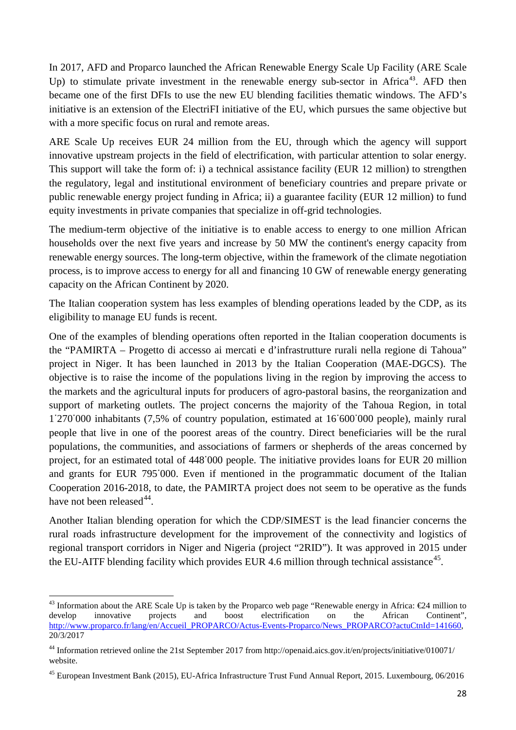In 2017, AFD and Proparco launched the African Renewable Energy Scale Up Facility (ARE Scale Up) to stimulate private investment in the renewable energy sub-sector in Africa[43]. AFD then became one of the first DFIs to use the new EU blending facilities thematic windows. The AFD's initiative is an extension of the ElectriFI initiative of the EU, which pursues the same objective but with a more specific focus on rural and remote areas.

ARE Scale Up receives EUR 24 million from the EU, through which the agency will support innovative upstream projects in the field of electrification, with particular attention to solar energy. This support will take the form of: i) a technical assistance facility (EUR 12 million) to strengthen the regulatory, legal and institutional environment of beneficiary countries and prepare private or public renewable energy project funding in Africa; ii) a guarantee facility (EUR 12 million) to fund equity investments in private companies that specialize in off-grid technologies.

The medium-term objective of the initiative is to enable access to energy to one million African households over the next five years and increase by 50 MW the continent's energy capacity from renewable energy sources. The long-term objective, within the framework of the climate negotiation process, is to improve access to energy for all and financing 10 GW of renewable energy generating capacity on the African Continent by 2020.

The Italian cooperation system has less examples of blending operations leaded by the CDP, as its eligibility to manage EU funds is recent.

One of the examples of blending operations often reported in the Italian cooperation documents is the "PAMIRTA – Progetto di accesso ai mercati e d'infrastrutture rurali nella regione di Tahoua" project in Niger. It has been launched in 2013 by the Italian Cooperation (MAE-DGCS). The objective is to raise the income of the populations living in the region by improving the access to the markets and the agricultural inputs for producers of agro-pastoral basins, the reorganization and support of marketing outlets. The project concerns the majority of the Tahoua Region, in total 1˙270˙000 inhabitants (7,5% of country population, estimated at 16˙600˙000 people), mainly rural people that live in one of the poorest areas of the country. Direct beneficiaries will be the rural populations, the communities, and associations of farmers or shepherds of the areas concerned by project, for an estimated total of 448˙000 people. The initiative provides loans for EUR 20 million and grants for EUR 795˙000. Even if mentioned in the programmatic document of the Italian Cooperation 2016-2018, to date, the PAMIRTA project does not seem to be operative as the funds have not been released[44].

Another Italian blending operation for which the CDP/SIMEST is the lead financier concerns the rural roads infrastructure development for the improvement of the connectivity and logistics of regional transport corridors in Niger and Nigeria (project "2RID"). It was approved in 2015 under the EU-AITF blending facility which provides EUR 4.6 million through technical assistance[45].

---

[43] Information about the ARE Scale Up is taken by the Proparco web page "Renewable energy in Africa: €24 million to develop innovative projects and boost electrification on the African Continent", http://www.proparco.fr/lang/en/Accueil_PROPARCO/Actus-Events-Proparco/News_PROPARCO?actuCtnId=141660, 20/3/2017

[44] Information retrieved online the 21st September 2017 from http://openaid.aics.gov.it/en/projects/initiative/010071/ website.

[45] European Investment Bank (2015), EU-Africa Infrastructure Trust Fund Annual Report, 2015. Luxembourg, 06/2016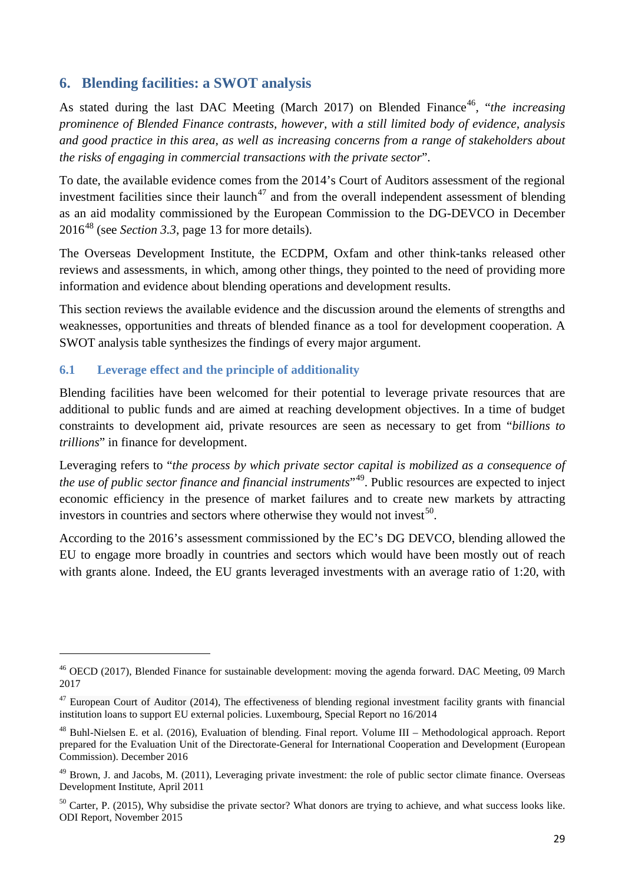## 6. Blending facilities: a SWOT analysis

As stated during the last DAC Meeting (March 2017) on Blended Finance[46], "*the increasing prominence of Blended Finance contrasts, however, with a still limited body of evidence, analysis and good practice in this area, as well as increasing concerns from a range of stakeholders about the risks of engaging in commercial transactions with the private sector*".

To date, the available evidence comes from the 2014's Court of Auditors assessment of the regional investment facilities since their launch[47] and from the overall independent assessment of blending as an aid modality commissioned by the European Commission to the DG-DEVCO in December 2016[48] (see *Section 3.3*, page 13 for more details).

The Overseas Development Institute, the ECDPM, Oxfam and other think-tanks released other reviews and assessments, in which, among other things, they pointed to the need of providing more information and evidence about blending operations and development results.

This section reviews the available evidence and the discussion around the elements of strengths and weaknesses, opportunities and threats of blended finance as a tool for development cooperation. A SWOT analysis table synthesizes the findings of every major argument.

### 6.1 Leverage effect and the principle of additionality

Blending facilities have been welcomed for their potential to leverage private resources that are additional to public funds and are aimed at reaching development objectives. In a time of budget constraints to development aid, private resources are seen as necessary to get from "*billions to trillions*" in finance for development.

Leveraging refers to "*the process by which private sector capital is mobilized as a consequence of the use of public sector finance and financial instruments*"[49]. Public resources are expected to inject economic efficiency in the presence of market failures and to create new markets by attracting investors in countries and sectors where otherwise they would not invest[50].

According to the 2016's assessment commissioned by the EC's DG DEVCO, blending allowed the EU to engage more broadly in countries and sectors which would have been mostly out of reach with grants alone. Indeed, the EU grants leveraged investments with an average ratio of 1:20, with

---

[46] OECD (2017), Blended Finance for sustainable development: moving the agenda forward. DAC Meeting, 09 March 2017

[47] European Court of Auditor (2014), The effectiveness of blending regional investment facility grants with financial institution loans to support EU external policies. Luxembourg, Special Report no 16/2014

[48] Buhl-Nielsen E. et al. (2016), Evaluation of blending. Final report. Volume III – Methodological approach. Report prepared for the Evaluation Unit of the Directorate-General for International Cooperation and Development (European Commission). December 2016

[49] Brown, J. and Jacobs, M. (2011), Leveraging private investment: the role of public sector climate finance. Overseas Development Institute, April 2011

[50] Carter, P. (2015), Why subsidise the private sector? What donors are trying to achieve, and what success looks like. ODI Report, November 2015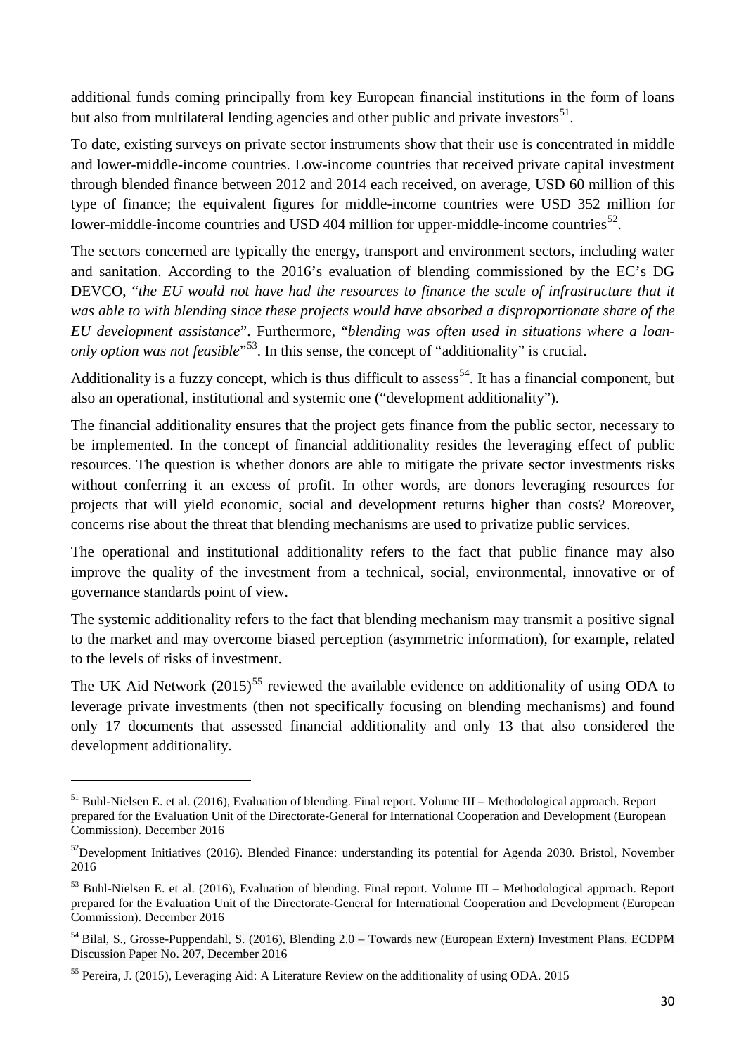additional funds coming principally from key European financial institutions in the form of loans but also from multilateral lending agencies and other public and private investors[51].

To date, existing surveys on private sector instruments show that their use is concentrated in middle and lower-middle-income countries. Low-income countries that received private capital investment through blended finance between 2012 and 2014 each received, on average, USD 60 million of this type of finance; the equivalent figures for middle-income countries were USD 352 million for lower-middle-income countries and USD 404 million for upper-middle-income countries[52].

The sectors concerned are typically the energy, transport and environment sectors, including water and sanitation. According to the 2016's evaluation of blending commissioned by the EC's DG DEVCO, "*the EU would not have had the resources to finance the scale of infrastructure that it was able to with blending since these projects would have absorbed a disproportionate share of the EU development assistance*". Furthermore, "*blending was often used in situations where a loan-only option was not feasible*"[53]. In this sense, the concept of "additionality" is crucial.

Additionality is a fuzzy concept, which is thus difficult to assess[54]. It has a financial component, but also an operational, institutional and systemic one ("development additionality").

The financial additionality ensures that the project gets finance from the public sector, necessary to be implemented. In the concept of financial additionality resides the leveraging effect of public resources. The question is whether donors are able to mitigate the private sector investments risks without conferring it an excess of profit. In other words, are donors leveraging resources for projects that will yield economic, social and development returns higher than costs? Moreover, concerns rise about the threat that blending mechanisms are used to privatize public services.

The operational and institutional additionality refers to the fact that public finance may also improve the quality of the investment from a technical, social, environmental, innovative or of governance standards point of view.

The systemic additionality refers to the fact that blending mechanism may transmit a positive signal to the market and may overcome biased perception (asymmetric information), for example, related to the levels of risks of investment.

The UK Aid Network (2015)[55] reviewed the available evidence on additionality of using ODA to leverage private investments (then not specifically focusing on blending mechanisms) and found only 17 documents that assessed financial additionality and only 13 that also considered the development additionality.

---

[51] Buhl-Nielsen E. et al. (2016), Evaluation of blending. Final report. Volume III – Methodological approach. Report prepared for the Evaluation Unit of the Directorate-General for International Cooperation and Development (European Commission). December 2016

[52] Development Initiatives (2016). Blended Finance: understanding its potential for Agenda 2030. Bristol, November 2016

[53] Buhl-Nielsen E. et al. (2016), Evaluation of blending. Final report. Volume III – Methodological approach. Report prepared for the Evaluation Unit of the Directorate-General for International Cooperation and Development (European Commission). December 2016

[54] Bilal, S., Grosse-Puppendahl, S. (2016), Blending 2.0 – Towards new (European Extern) Investment Plans. ECDPM Discussion Paper No. 207, December 2016

[55] Pereira, J. (2015), Leveraging Aid: A Literature Review on the additionality of using ODA. 2015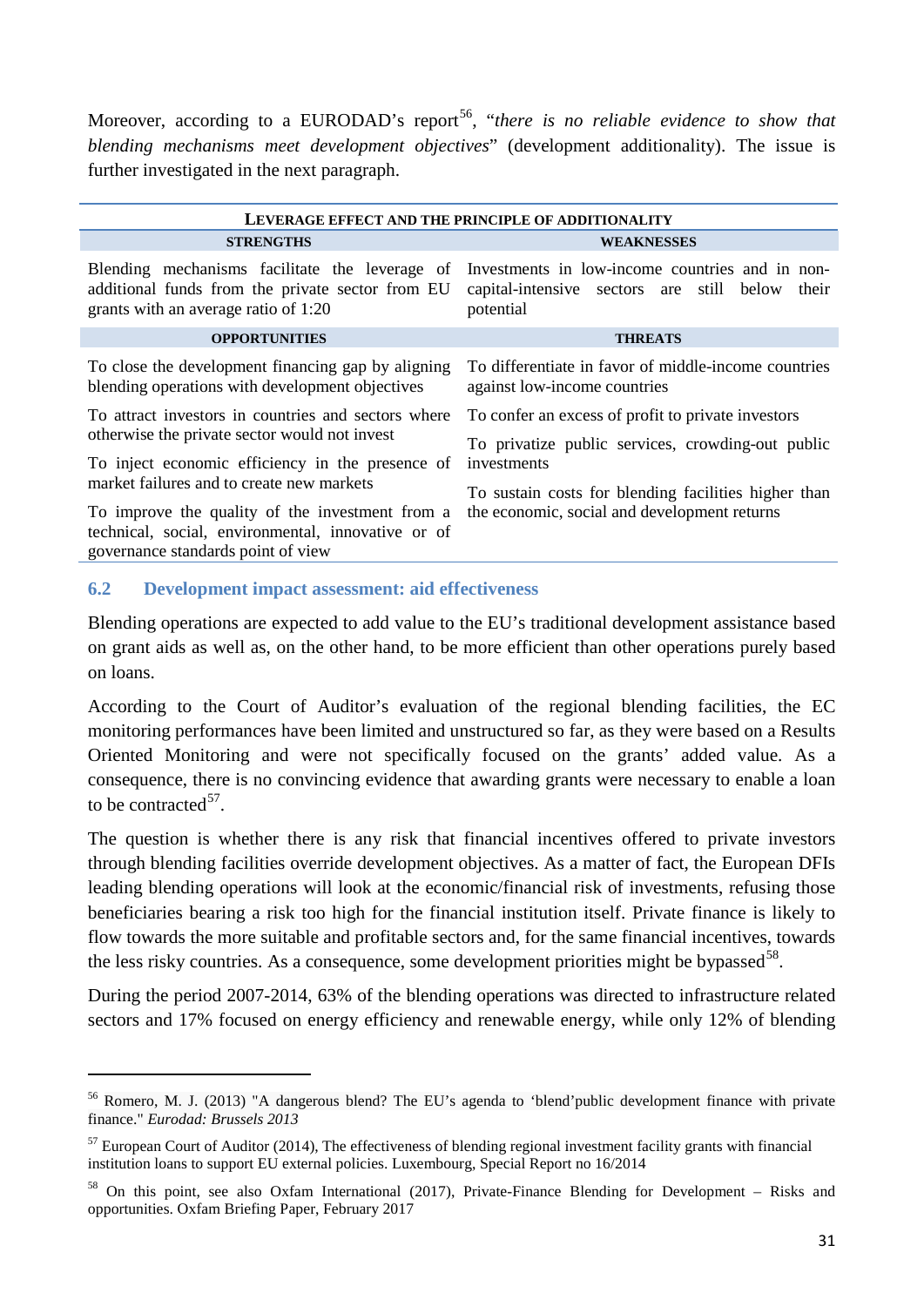Moreover, according to a EURODAD's report[56], "*there is no reliable evidence to show that blending mechanisms meet development objectives*" (development additionality). The issue is further investigated in the next paragraph.

| **LEVERAGE EFFECT AND THE PRINCIPLE OF ADDITIONALITY** | |
|---|---|
| **STRENGTHS** | **WEAKNESSES** |
| Blending mechanisms facilitate the leverage of additional funds from the private sector from EU grants with an average ratio of 1:20 | Investments in low-income countries and in non-capital-intensive sectors are still below their potential |
| **OPPORTUNITIES** | **THREATS** |
| To close the development financing gap by aligning blending operations with development objectives | To differentiate in favor of middle-income countries against low-income countries |
| To attract investors in countries and sectors where otherwise the private sector would not invest | To confer an excess of profit to private investors |
| To inject economic efficiency in the presence of market failures and to create new markets | To privatize public services, crowding-out public investments |
| To improve the quality of the investment from a technical, social, environmental, innovative or of governance standards point of view | To sustain costs for blending facilities higher than the economic, social and development returns |

## 6.2 Development impact assessment: aid effectiveness

Blending operations are expected to add value to the EU's traditional development assistance based on grant aids as well as, on the other hand, to be more efficient than other operations purely based on loans.

According to the Court of Auditor's evaluation of the regional blending facilities, the EC monitoring performances have been limited and unstructured so far, as they were based on a Results Oriented Monitoring and were not specifically focused on the grants' added value. As a consequence, there is no convincing evidence that awarding grants were necessary to enable a loan to be contracted[57].

The question is whether there is any risk that financial incentives offered to private investors through blending facilities override development objectives. As a matter of fact, the European DFIs leading blending operations will look at the economic/financial risk of investments, refusing those beneficiaries bearing a risk too high for the financial institution itself. Private finance is likely to flow towards the more suitable and profitable sectors and, for the same financial incentives, towards the less risky countries. As a consequence, some development priorities might be bypassed[58].

During the period 2007-2014, 63% of the blending operations was directed to infrastructure related sectors and 17% focused on energy efficiency and renewable energy, while only 12% of blending

---

[56] Romero, M. J. (2013) "A dangerous blend? The EU's agenda to 'blend'public development finance with private finance." *Eurodad: Brussels 2013*

[57] European Court of Auditor (2014), The effectiveness of blending regional investment facility grants with financial institution loans to support EU external policies. Luxembourg, Special Report no 16/2014

[58] On this point, see also Oxfam International (2017), Private-Finance Blending for Development – Risks and opportunities. Oxfam Briefing Paper, February 2017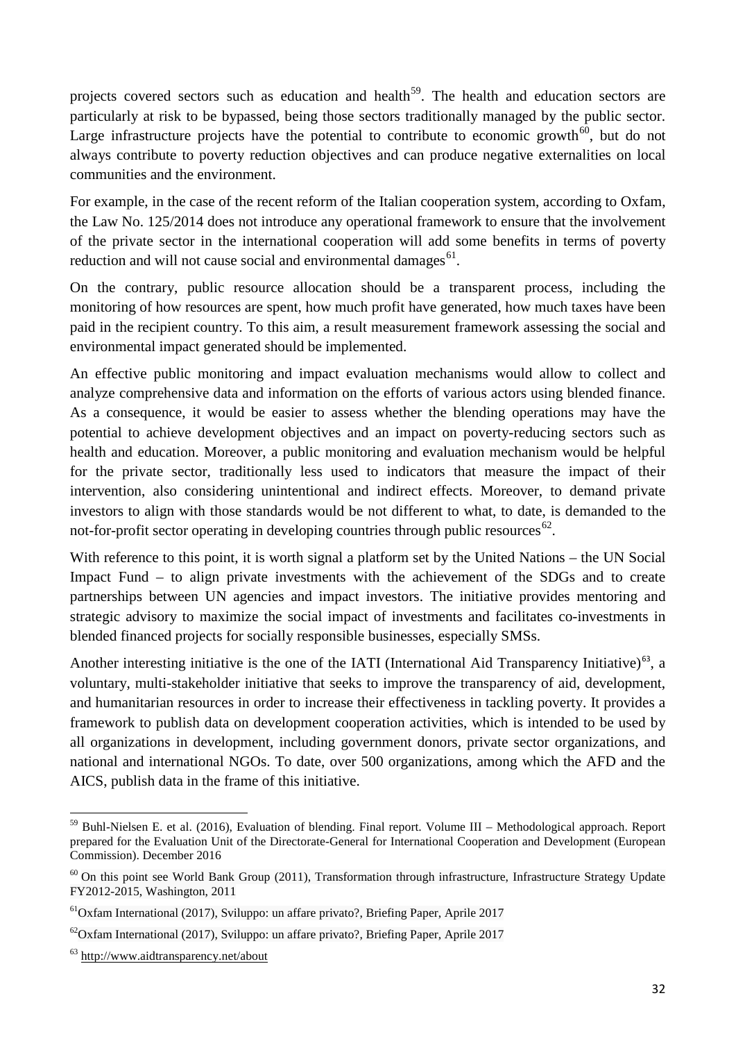projects covered sectors such as education and health[59]. The health and education sectors are particularly at risk to be bypassed, being those sectors traditionally managed by the public sector. Large infrastructure projects have the potential to contribute to economic growth[60], but do not always contribute to poverty reduction objectives and can produce negative externalities on local communities and the environment.

For example, in the case of the recent reform of the Italian cooperation system, according to Oxfam, the Law No. 125/2014 does not introduce any operational framework to ensure that the involvement of the private sector in the international cooperation will add some benefits in terms of poverty reduction and will not cause social and environmental damages[61].

On the contrary, public resource allocation should be a transparent process, including the monitoring of how resources are spent, how much profit have generated, how much taxes have been paid in the recipient country. To this aim, a result measurement framework assessing the social and environmental impact generated should be implemented.

An effective public monitoring and impact evaluation mechanisms would allow to collect and analyze comprehensive data and information on the efforts of various actors using blended finance. As a consequence, it would be easier to assess whether the blending operations may have the potential to achieve development objectives and an impact on poverty-reducing sectors such as health and education. Moreover, a public monitoring and evaluation mechanism would be helpful for the private sector, traditionally less used to indicators that measure the impact of their intervention, also considering unintentional and indirect effects. Moreover, to demand private investors to align with those standards would be not different to what, to date, is demanded to the not-for-profit sector operating in developing countries through public resources[62].

With reference to this point, it is worth signal a platform set by the United Nations – the UN Social Impact Fund – to align private investments with the achievement of the SDGs and to create partnerships between UN agencies and impact investors. The initiative provides mentoring and strategic advisory to maximize the social impact of investments and facilitates co-investments in blended financed projects for socially responsible businesses, especially SMSs.

Another interesting initiative is the one of the IATI (International Aid Transparency Initiative)[63], a voluntary, multi-stakeholder initiative that seeks to improve the transparency of aid, development, and humanitarian resources in order to increase their effectiveness in tackling poverty. It provides a framework to publish data on development cooperation activities, which is intended to be used by all organizations in development, including government donors, private sector organizations, and national and international NGOs. To date, over 500 organizations, among which the AFD and the AICS, publish data in the frame of this initiative.

---

[59] Buhl-Nielsen E. et al. (2016), Evaluation of blending. Final report. Volume III – Methodological approach. Report prepared for the Evaluation Unit of the Directorate-General for International Cooperation and Development (European Commission). December 2016

[60] On this point see World Bank Group (2011), Transformation through infrastructure, Infrastructure Strategy Update FY2012-2015, Washington, 2011

[61] Oxfam International (2017), Sviluppo: un affare privato?, Briefing Paper, Aprile 2017

[62] Oxfam International (2017), Sviluppo: un affare privato?, Briefing Paper, Aprile 2017

[63] http://www.aidtransparency.net/about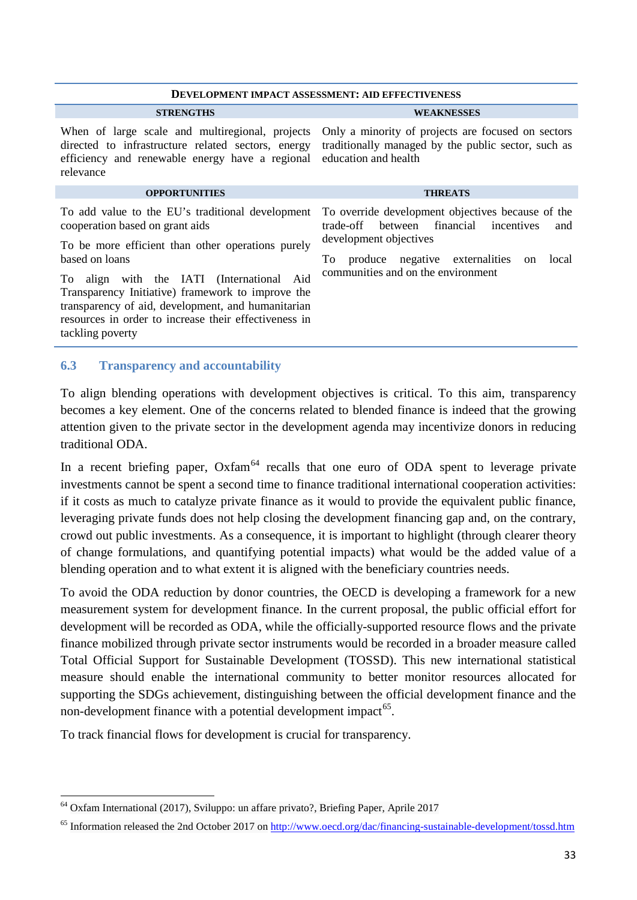| DEVELOPMENT IMPACT ASSESSMENT: AID EFFECTIVENESS | |
|---|---|
| **STRENGTHS** | **WEAKNESSES** |
| When of large scale and multiregional, projects directed to infrastructure related sectors, energy efficiency and renewable energy have a regional relevance | Only a minority of projects are focused on sectors traditionally managed by the public sector, such as education and health |
| **OPPORTUNITIES** | **THREATS** |
| To add value to the EU's traditional development cooperation based on grant aids<br><br>To be more efficient than other operations purely based on loans<br><br>To align with the IATI (International Aid Transparency Initiative) framework to improve the transparency of aid, development, and humanitarian resources in order to increase their effectiveness in tackling poverty | To override development objectives because of the trade-off between financial incentives and development objectives<br><br>To produce negative externalities on local communities and on the environment |

## 6.3 Transparency and accountability

To align blending operations with development objectives is critical. To this aim, transparency becomes a key element. One of the concerns related to blended finance is indeed that the growing attention given to the private sector in the development agenda may incentivize donors in reducing traditional ODA.

In a recent briefing paper, Oxfam[64] recalls that one euro of ODA spent to leverage private investments cannot be spent a second time to finance traditional international cooperation activities: if it costs as much to catalyze private finance as it would to provide the equivalent public finance, leveraging private funds does not help closing the development financing gap and, on the contrary, crowd out public investments. As a consequence, it is important to highlight (through clearer theory of change formulations, and quantifying potential impacts) what would be the added value of a blending operation and to what extent it is aligned with the beneficiary countries needs.

To avoid the ODA reduction by donor countries, the OECD is developing a framework for a new measurement system for development finance. In the current proposal, the public official effort for development will be recorded as ODA, while the officially-supported resource flows and the private finance mobilized through private sector instruments would be recorded in a broader measure called Total Official Support for Sustainable Development (TOSSD). This new international statistical measure should enable the international community to better monitor resources allocated for supporting the SDGs achievement, distinguishing between the official development finance and the non-development finance with a potential development impact[65].

To track financial flows for development is crucial for transparency.

[64] Oxfam International (2017), Sviluppo: un affare privato?, Briefing Paper, Aprile 2017

[65] Information released the 2nd October 2017 on http://www.oecd.org/dac/financing-sustainable-development/tossd.htm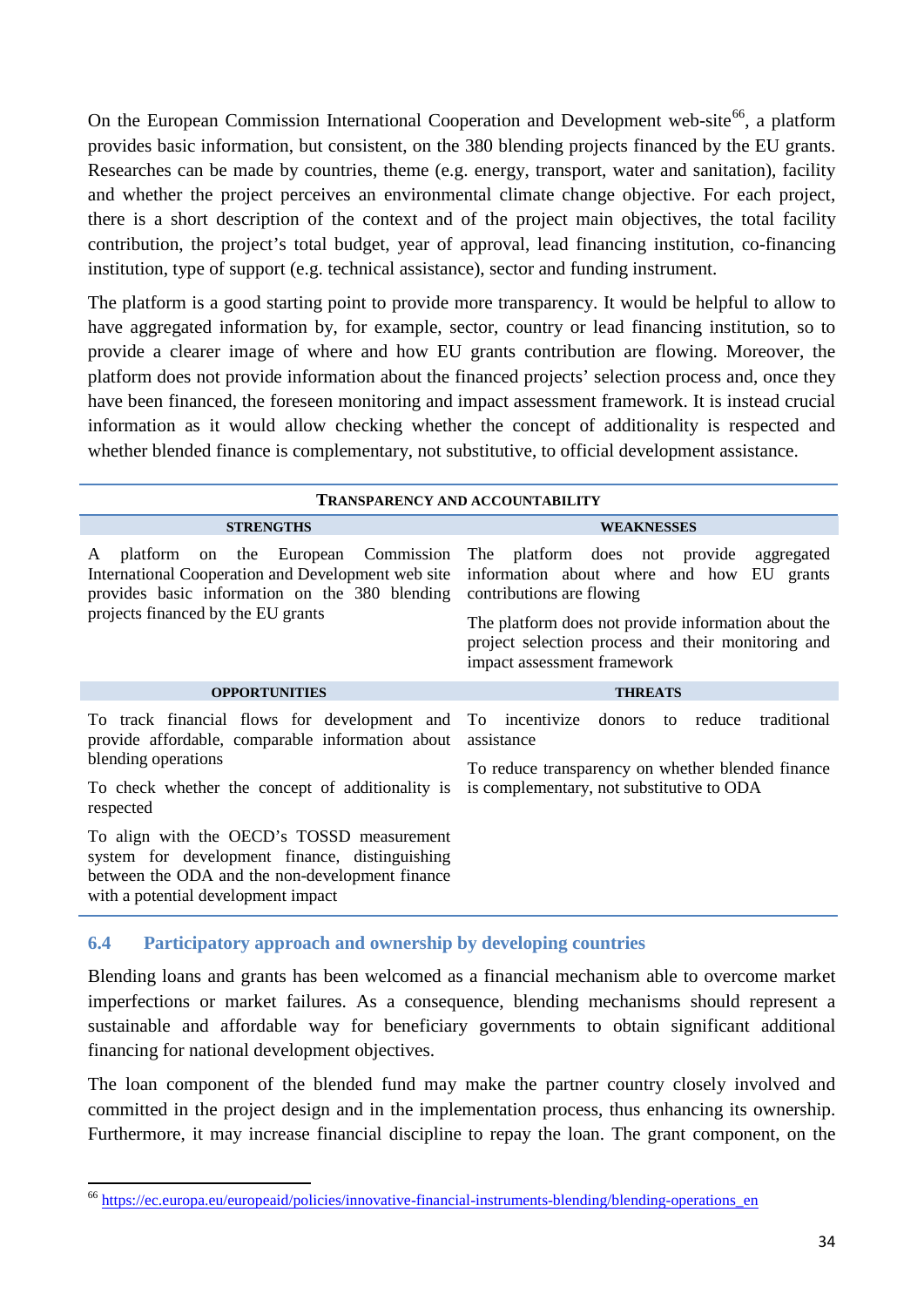On the European Commission International Cooperation and Development web-site[66], a platform provides basic information, but consistent, on the 380 blending projects financed by the EU grants. Researches can be made by countries, theme (e.g. energy, transport, water and sanitation), facility and whether the project perceives an environmental climate change objective. For each project, there is a short description of the context and of the project main objectives, the total facility contribution, the project's total budget, year of approval, lead financing institution, co-financing institution, type of support (e.g. technical assistance), sector and funding instrument.

The platform is a good starting point to provide more transparency. It would be helpful to allow to have aggregated information by, for example, sector, country or lead financing institution, so to provide a clearer image of where and how EU grants contribution are flowing. Moreover, the platform does not provide information about the financed projects' selection process and, once they have been financed, the foreseen monitoring and impact assessment framework. It is instead crucial information as it would allow checking whether the concept of additionality is respected and whether blended finance is complementary, not substitutive, to official development assistance.

| **TRANSPARENCY AND ACCOUNTABILITY** | |
|---|---|
| **STRENGTHS** | **WEAKNESSES** |
| A platform on the European Commission International Cooperation and Development web site provides basic information on the 380 blending projects financed by the EU grants | The platform does not provide aggregated information about where and how EU grants contributions are flowing<br><br>The platform does not provide information about the project selection process and their monitoring and impact assessment framework |
| **OPPORTUNITIES** | **THREATS** |
| To track financial flows for development and provide affordable, comparable information about blending operations<br><br>To check whether the concept of additionality is respected<br><br>To align with the OECD's TOSSD measurement system for development finance, distinguishing between the ODA and the non-development finance with a potential development impact | To incentivize donors to reduce traditional assistance<br><br>To reduce transparency on whether blended finance is complementary, not substitutive to ODA |

## 6.4 Participatory approach and ownership by developing countries

Blending loans and grants has been welcomed as a financial mechanism able to overcome market imperfections or market failures. As a consequence, blending mechanisms should represent a sustainable and affordable way for beneficiary governments to obtain significant additional financing for national development objectives.

The loan component of the blended fund may make the partner country closely involved and committed in the project design and in the implementation process, thus enhancing its ownership. Furthermore, it may increase financial discipline to repay the loan. The grant component, on the

---

[66] https://ec.europa.eu/europeaid/policies/innovative-financial-instruments-blending/blending-operations_en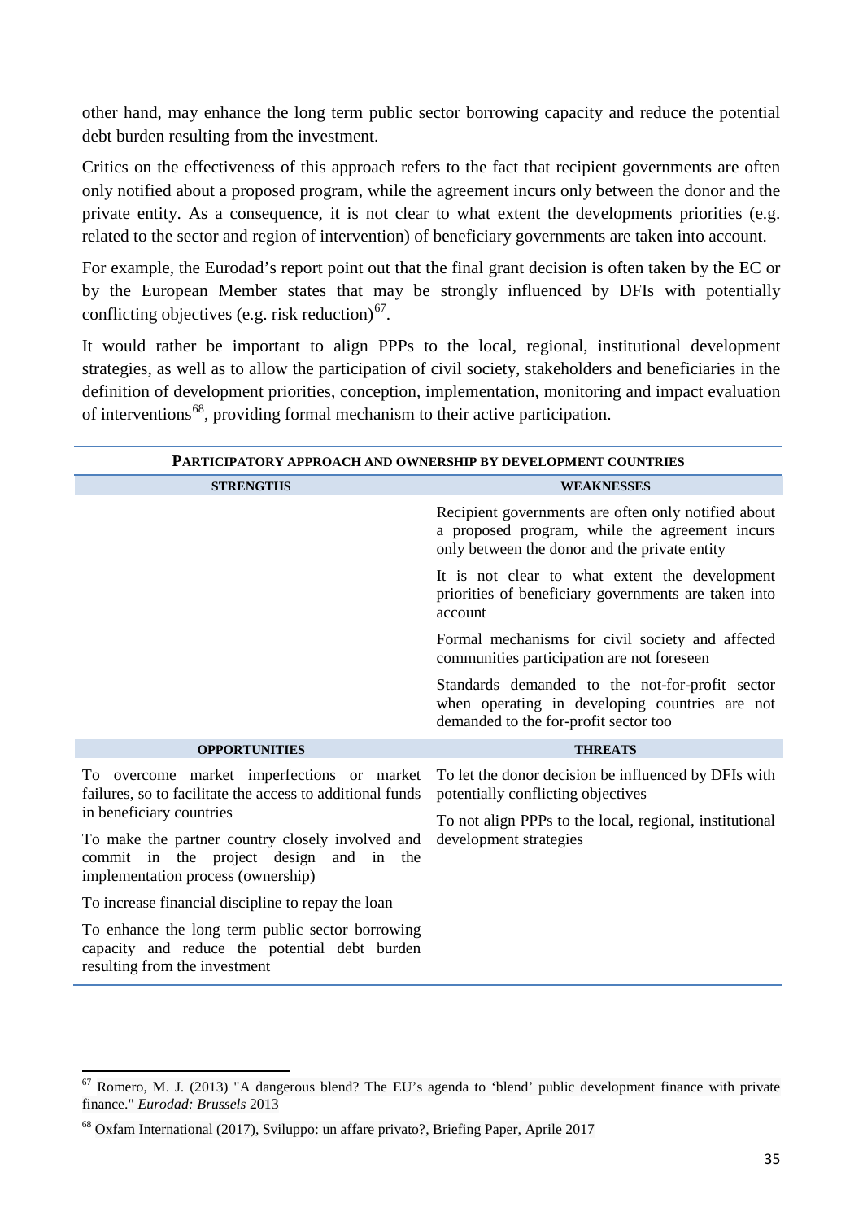other hand, may enhance the long term public sector borrowing capacity and reduce the potential debt burden resulting from the investment.

Critics on the effectiveness of this approach refers to the fact that recipient governments are often only notified about a proposed program, while the agreement incurs only between the donor and the private entity. As a consequence, it is not clear to what extent the developments priorities (e.g. related to the sector and region of intervention) of beneficiary governments are taken into account.

For example, the Eurodad's report point out that the final grant decision is often taken by the EC or by the European Member states that may be strongly influenced by DFIs with potentially conflicting objectives (e.g. risk reduction)[67].

It would rather be important to align PPPs to the local, regional, institutional development strategies, as well as to allow the participation of civil society, stakeholders and beneficiaries in the definition of development priorities, conception, implementation, monitoring and impact evaluation of interventions[68], providing formal mechanism to their active participation.

| **PARTICIPATORY APPROACH AND OWNERSHIP BY DEVELOPMENT COUNTRIES** | |
|---|---|
| **STRENGTHS** | **WEAKNESSES** |
| | Recipient governments are often only notified about a proposed program, while the agreement incurs only between the donor and the private entity<br><br>It is not clear to what extent the development priorities of beneficiary governments are taken into account<br><br>Formal mechanisms for civil society and affected communities participation are not foreseen<br><br>Standards demanded to the not-for-profit sector when operating in developing countries are not demanded to the for-profit sector too |
| **OPPORTUNITIES** | **THREATS** |
| To overcome market imperfections or market failures, so to facilitate the access to additional funds in beneficiary countries<br><br>To make the partner country closely involved and commit in the project design and in the implementation process (ownership)<br><br>To increase financial discipline to repay the loan<br><br>To enhance the long term public sector borrowing capacity and reduce the potential debt burden resulting from the investment | To let the donor decision be influenced by DFIs with potentially conflicting objectives<br><br>To not align PPPs to the local, regional, institutional development strategies |

[67] Romero, M. J. (2013) "A dangerous blend? The EU's agenda to 'blend' public development finance with private finance." *Eurodad: Brussels* 2013

[68] Oxfam International (2017), Sviluppo: un affare privato?, Briefing Paper, Aprile 2017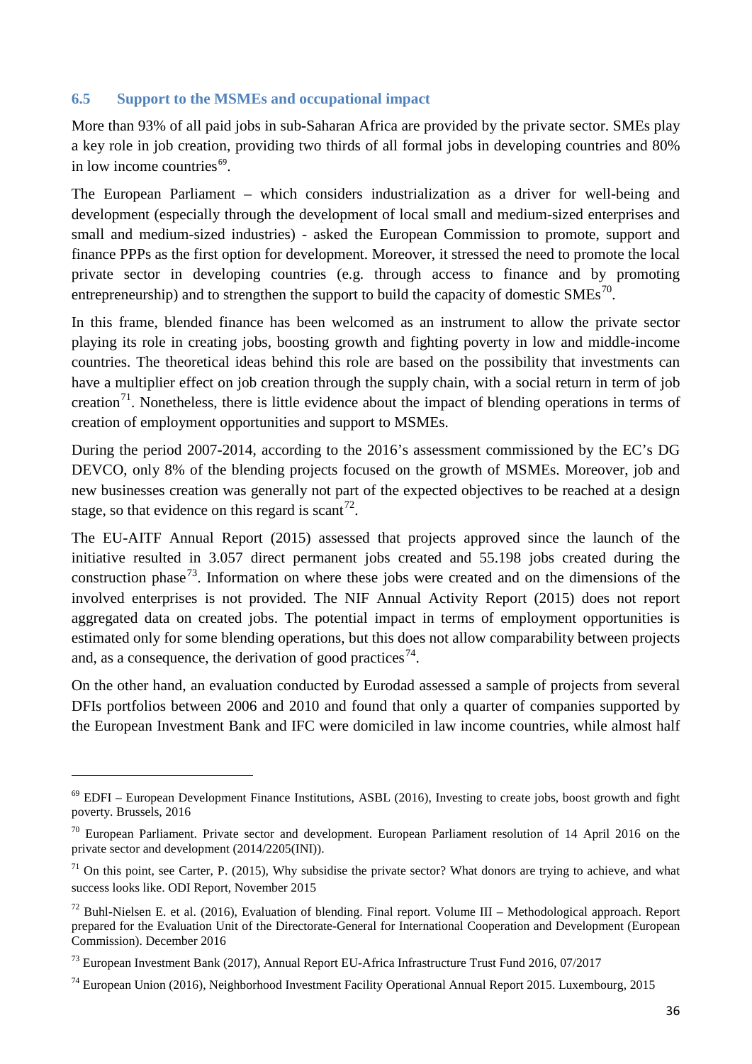## 6.5 Support to the MSMEs and occupational impact

More than 93% of all paid jobs in sub-Saharan Africa are provided by the private sector. SMEs play a key role in job creation, providing two thirds of all formal jobs in developing countries and 80% in low income countries[69].

The European Parliament – which considers industrialization as a driver for well-being and development (especially through the development of local small and medium-sized enterprises and small and medium-sized industries) - asked the European Commission to promote, support and finance PPPs as the first option for development. Moreover, it stressed the need to promote the local private sector in developing countries (e.g. through access to finance and by promoting entrepreneurship) and to strengthen the support to build the capacity of domestic SMEs[70].

In this frame, blended finance has been welcomed as an instrument to allow the private sector playing its role in creating jobs, boosting growth and fighting poverty in low and middle-income countries. The theoretical ideas behind this role are based on the possibility that investments can have a multiplier effect on job creation through the supply chain, with a social return in term of job creation[71]. Nonetheless, there is little evidence about the impact of blending operations in terms of creation of employment opportunities and support to MSMEs.

During the period 2007-2014, according to the 2016's assessment commissioned by the EC's DG DEVCO, only 8% of the blending projects focused on the growth of MSMEs. Moreover, job and new businesses creation was generally not part of the expected objectives to be reached at a design stage, so that evidence on this regard is scant[72].

The EU-AITF Annual Report (2015) assessed that projects approved since the launch of the initiative resulted in 3.057 direct permanent jobs created and 55.198 jobs created during the construction phase[73]. Information on where these jobs were created and on the dimensions of the involved enterprises is not provided. The NIF Annual Activity Report (2015) does not report aggregated data on created jobs. The potential impact in terms of employment opportunities is estimated only for some blending operations, but this does not allow comparability between projects and, as a consequence, the derivation of good practices[74].

On the other hand, an evaluation conducted by Eurodad assessed a sample of projects from several DFIs portfolios between 2006 and 2010 and found that only a quarter of companies supported by the European Investment Bank and IFC were domiciled in law income countries, while almost half

---

[69] EDFI – European Development Finance Institutions, ASBL (2016), Investing to create jobs, boost growth and fight poverty. Brussels, 2016

[70] European Parliament. Private sector and development. European Parliament resolution of 14 April 2016 on the private sector and development (2014/2205(INI)).

[71] On this point, see Carter, P. (2015), Why subsidise the private sector? What donors are trying to achieve, and what success looks like. ODI Report, November 2015

[72] Buhl-Nielsen E. et al. (2016), Evaluation of blending. Final report. Volume III – Methodological approach. Report prepared for the Evaluation Unit of the Directorate-General for International Cooperation and Development (European Commission). December 2016

[73] European Investment Bank (2017), Annual Report EU-Africa Infrastructure Trust Fund 2016, 07/2017

[74] European Union (2016), Neighborhood Investment Facility Operational Annual Report 2015. Luxembourg, 2015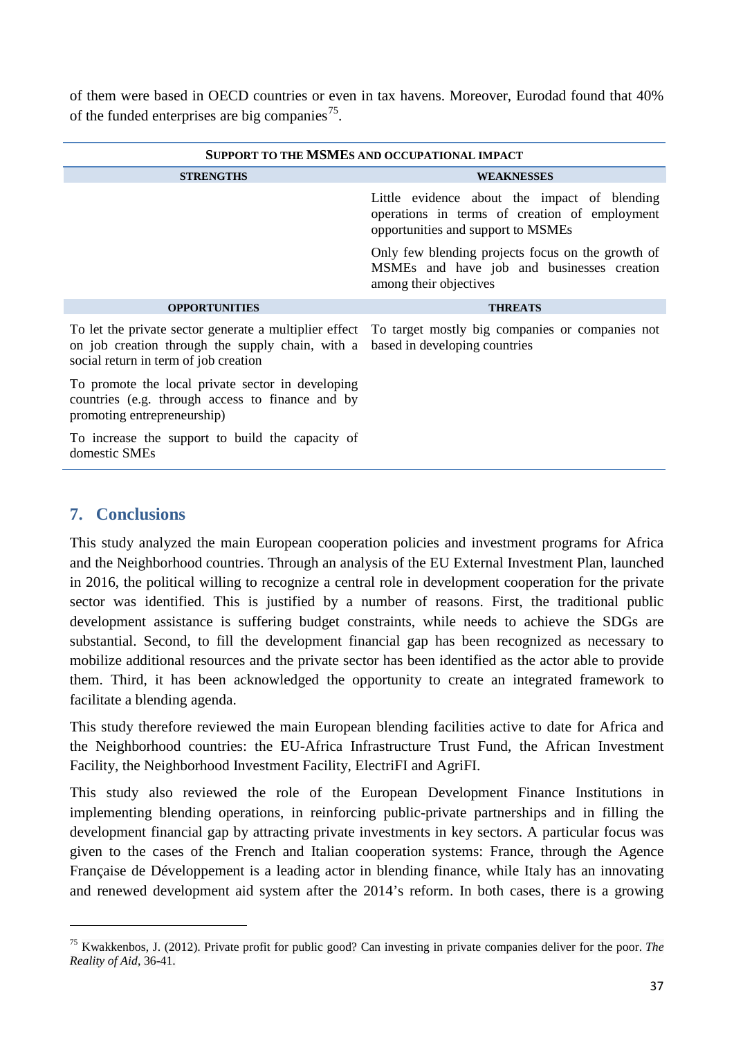of them were based in OECD countries or even in tax havens. Moreover, Eurodad found that 40% of the funded enterprises are big companies[75].

| SUPPORT TO THE MSMES AND OCCUPATIONAL IMPACT | |
|---|---|
| **STRENGTHS** | **WEAKNESSES** |
| | Little evidence about the impact of blending operations in terms of creation of employment opportunities and support to MSMEs |
| | Only few blending projects focus on the growth of MSMEs and have job and businesses creation among their objectives |
| **OPPORTUNITIES** | **THREATS** |
| To let the private sector generate a multiplier effect on job creation through the supply chain, with a social return in term of job creation | To target mostly big companies or companies not based in developing countries |
| To promote the local private sector in developing countries (e.g. through access to finance and by promoting entrepreneurship) | |
| To increase the support to build the capacity of domestic SMEs | |

## 7. Conclusions

This study analyzed the main European cooperation policies and investment programs for Africa and the Neighborhood countries. Through an analysis of the EU External Investment Plan, launched in 2016, the political willing to recognize a central role in development cooperation for the private sector was identified. This is justified by a number of reasons. First, the traditional public development assistance is suffering budget constraints, while needs to achieve the SDGs are substantial. Second, to fill the development financial gap has been recognized as necessary to mobilize additional resources and the private sector has been identified as the actor able to provide them. Third, it has been acknowledged the opportunity to create an integrated framework to facilitate a blending agenda.

This study therefore reviewed the main European blending facilities active to date for Africa and the Neighborhood countries: the EU-Africa Infrastructure Trust Fund, the African Investment Facility, the Neighborhood Investment Facility, ElectriFI and AgriFI.

This study also reviewed the role of the European Development Finance Institutions in implementing blending operations, in reinforcing public-private partnerships and in filling the development financial gap by attracting private investments in key sectors. A particular focus was given to the cases of the French and Italian cooperation systems: France, through the Agence Française de Développement is a leading actor in blending finance, while Italy has an innovating and renewed development aid system after the 2014's reform. In both cases, there is a growing

[75] Kwakkenbos, J. (2012). Private profit for public good? Can investing in private companies deliver for the poor. *The Reality of Aid*, 36-41.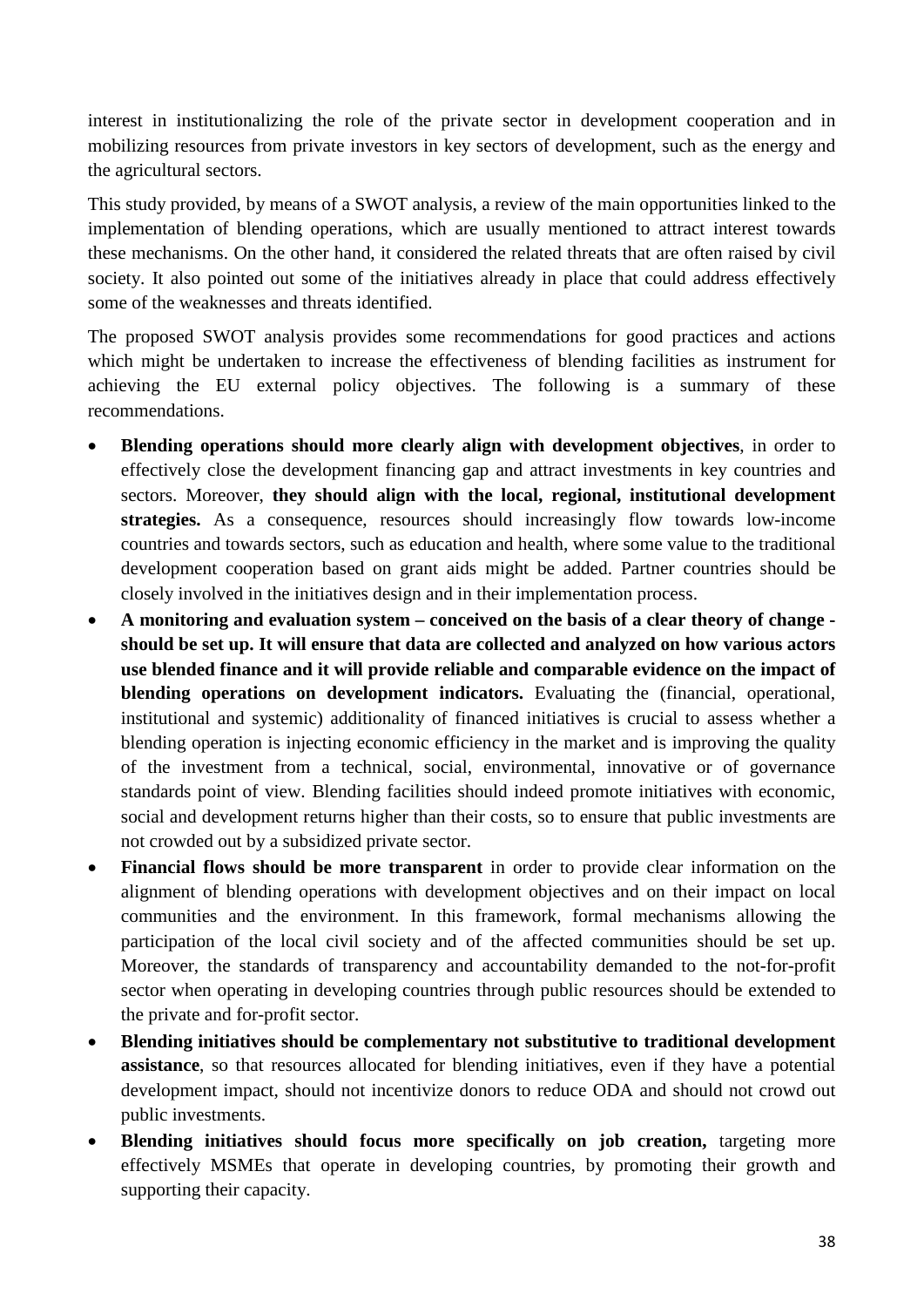interest in institutionalizing the role of the private sector in development cooperation and in mobilizing resources from private investors in key sectors of development, such as the energy and the agricultural sectors.

This study provided, by means of a SWOT analysis, a review of the main opportunities linked to the implementation of blending operations, which are usually mentioned to attract interest towards these mechanisms. On the other hand, it considered the related threats that are often raised by civil society. It also pointed out some of the initiatives already in place that could address effectively some of the weaknesses and threats identified.

The proposed SWOT analysis provides some recommendations for good practices and actions which might be undertaken to increase the effectiveness of blending facilities as instrument for achieving the EU external policy objectives. The following is a summary of these recommendations.

- **Blending operations should more clearly align with development objectives**, in order to effectively close the development financing gap and attract investments in key countries and sectors. Moreover, **they should align with the local, regional, institutional development strategies.** As a consequence, resources should increasingly flow towards low-income countries and towards sectors, such as education and health, where some value to the traditional development cooperation based on grant aids might be added. Partner countries should be closely involved in the initiatives design and in their implementation process.
- **A monitoring and evaluation system – conceived on the basis of a clear theory of change - should be set up. It will ensure that data are collected and analyzed on how various actors use blended finance and it will provide reliable and comparable evidence on the impact of blending operations on development indicators.** Evaluating the (financial, operational, institutional and systemic) additionality of financed initiatives is crucial to assess whether a blending operation is injecting economic efficiency in the market and is improving the quality of the investment from a technical, social, environmental, innovative or of governance standards point of view. Blending facilities should indeed promote initiatives with economic, social and development returns higher than their costs, so to ensure that public investments are not crowded out by a subsidized private sector.
- **Financial flows should be more transparent** in order to provide clear information on the alignment of blending operations with development objectives and on their impact on local communities and the environment. In this framework, formal mechanisms allowing the participation of the local civil society and of the affected communities should be set up. Moreover, the standards of transparency and accountability demanded to the not-for-profit sector when operating in developing countries through public resources should be extended to the private and for-profit sector.
- **Blending initiatives should be complementary not substitutive to traditional development assistance**, so that resources allocated for blending initiatives, even if they have a potential development impact, should not incentivize donors to reduce ODA and should not crowd out public investments.
- **Blending initiatives should focus more specifically on job creation,** targeting more effectively MSMEs that operate in developing countries, by promoting their growth and supporting their capacity.